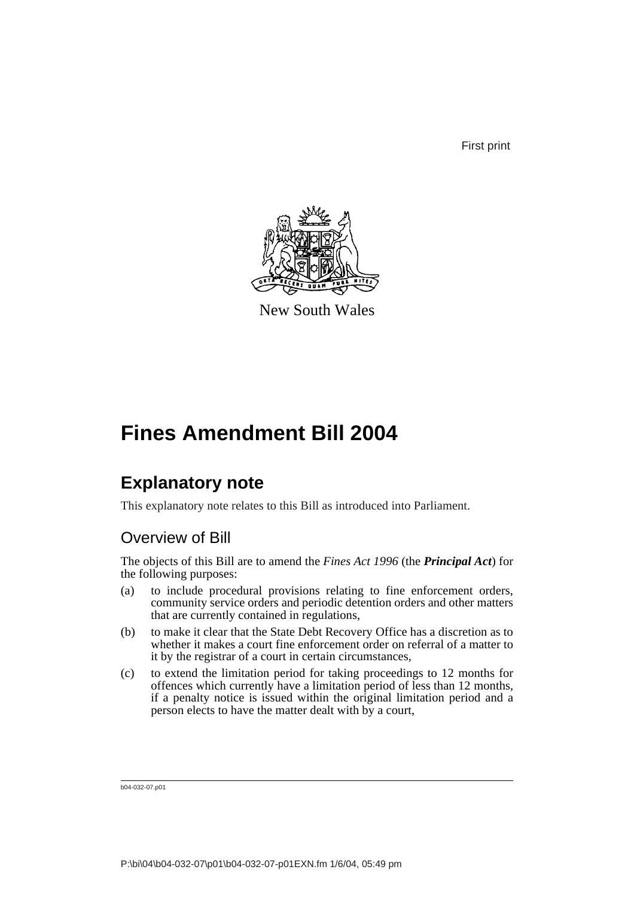First print

New South Wales

# Fines Amendment Bill 2004

## Explanatory note

This explanatory note relates to this Bill as introduced into Parliament.

### Overview of Bill

The objects of this Bill are to amend the *Fines Act 1996* (the ***Principal Act***) for the following purposes:

(a) to include procedural provisions relating to fine enforcement orders, community service orders and periodic detention orders and other matters that are currently contained in regulations,

(b) to make it clear that the State Debt Recovery Office has a discretion as to whether it makes a court fine enforcement order on referral of a matter to it by the registrar of a court in certain circumstances,

(c) to extend the limitation period for taking proceedings to 12 months for offences which currently have a limitation period of less than 12 months, if a penalty notice is issued within the original limitation period and a person elects to have the matter dealt with by a court,

b04-032-07.p01

P:\bi\04\b04-032-07\p01\b04-032-07-p01EXN.fm 1/6/04, 05:49 pm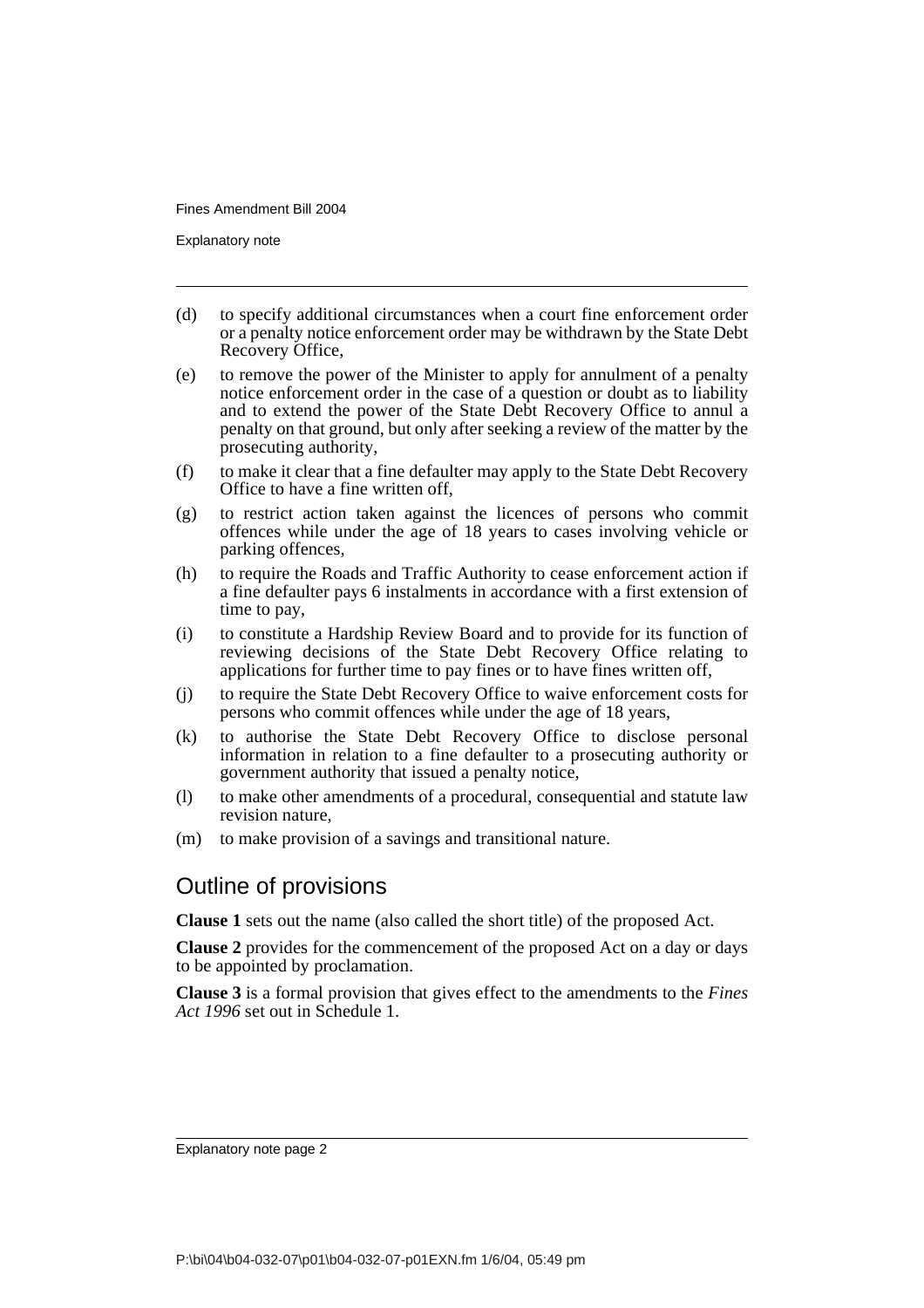(d) to specify additional circumstances when a court fine enforcement order or a penalty notice enforcement order may be withdrawn by the State Debt Recovery Office,

(e) to remove the power of the Minister to apply for annulment of a penalty notice enforcement order in the case of a question or doubt as to liability and to extend the power of the State Debt Recovery Office to annul a penalty on that ground, but only after seeking a review of the matter by the prosecuting authority,

(f) to make it clear that a fine defaulter may apply to the State Debt Recovery Office to have a fine written off,

(g) to restrict action taken against the licences of persons who commit offences while under the age of 18 years to cases involving vehicle or parking offences,

(h) to require the Roads and Traffic Authority to cease enforcement action if a fine defaulter pays 6 instalments in accordance with a first extension of time to pay,

(i) to constitute a Hardship Review Board and to provide for its function of reviewing decisions of the State Debt Recovery Office relating to applications for further time to pay fines or to have fines written off,

(j) to require the State Debt Recovery Office to waive enforcement costs for persons who commit offences while under the age of 18 years,

(k) to authorise the State Debt Recovery Office to disclose personal information in relation to a fine defaulter to a prosecuting authority or government authority that issued a penalty notice,

(l) to make other amendments of a procedural, consequential and statute law revision nature,

(m) to make provision of a savings and transitional nature.

## Outline of provisions

**Clause 1** sets out the name (also called the short title) of the proposed Act.

**Clause 2** provides for the commencement of the proposed Act on a day or days to be appointed by proclamation.

**Clause 3** is a formal provision that gives effect to the amendments to the *Fines Act 1996* set out in Schedule 1.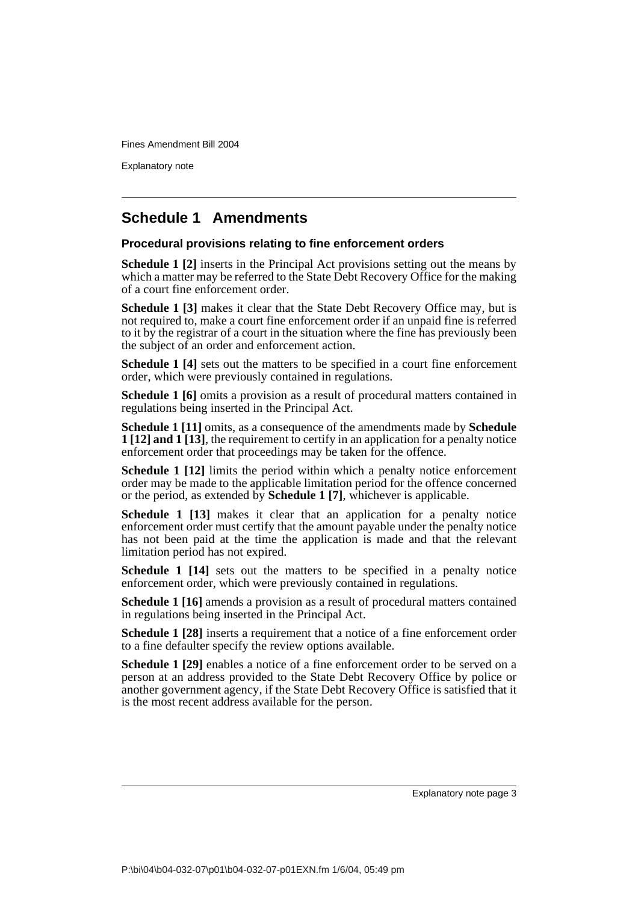## Schedule 1 Amendments

### Procedural provisions relating to fine enforcement orders

**Schedule 1 [2]** inserts in the Principal Act provisions setting out the means by which a matter may be referred to the State Debt Recovery Office for the making of a court fine enforcement order.

**Schedule 1 [3]** makes it clear that the State Debt Recovery Office may, but is not required to, make a court fine enforcement order if an unpaid fine is referred to it by the registrar of a court in the situation where the fine has previously been the subject of an order and enforcement action.

**Schedule 1 [4]** sets out the matters to be specified in a court fine enforcement order, which were previously contained in regulations.

**Schedule 1 [6]** omits a provision as a result of procedural matters contained in regulations being inserted in the Principal Act.

**Schedule 1 [11]** omits, as a consequence of the amendments made by **Schedule 1 [12] and 1 [13]**, the requirement to certify in an application for a penalty notice enforcement order that proceedings may be taken for the offence.

**Schedule 1 [12]** limits the period within which a penalty notice enforcement order may be made to the applicable limitation period for the offence concerned or the period, as extended by **Schedule 1 [7]**, whichever is applicable.

**Schedule 1 [13]** makes it clear that an application for a penalty notice enforcement order must certify that the amount payable under the penalty notice has not been paid at the time the application is made and that the relevant limitation period has not expired.

**Schedule 1 [14]** sets out the matters to be specified in a penalty notice enforcement order, which were previously contained in regulations.

**Schedule 1 [16]** amends a provision as a result of procedural matters contained in regulations being inserted in the Principal Act.

**Schedule 1 [28]** inserts a requirement that a notice of a fine enforcement order to a fine defaulter specify the review options available.

**Schedule 1 [29]** enables a notice of a fine enforcement order to be served on a person at an address provided to the State Debt Recovery Office by police or another government agency, if the State Debt Recovery Office is satisfied that it is the most recent address available for the person.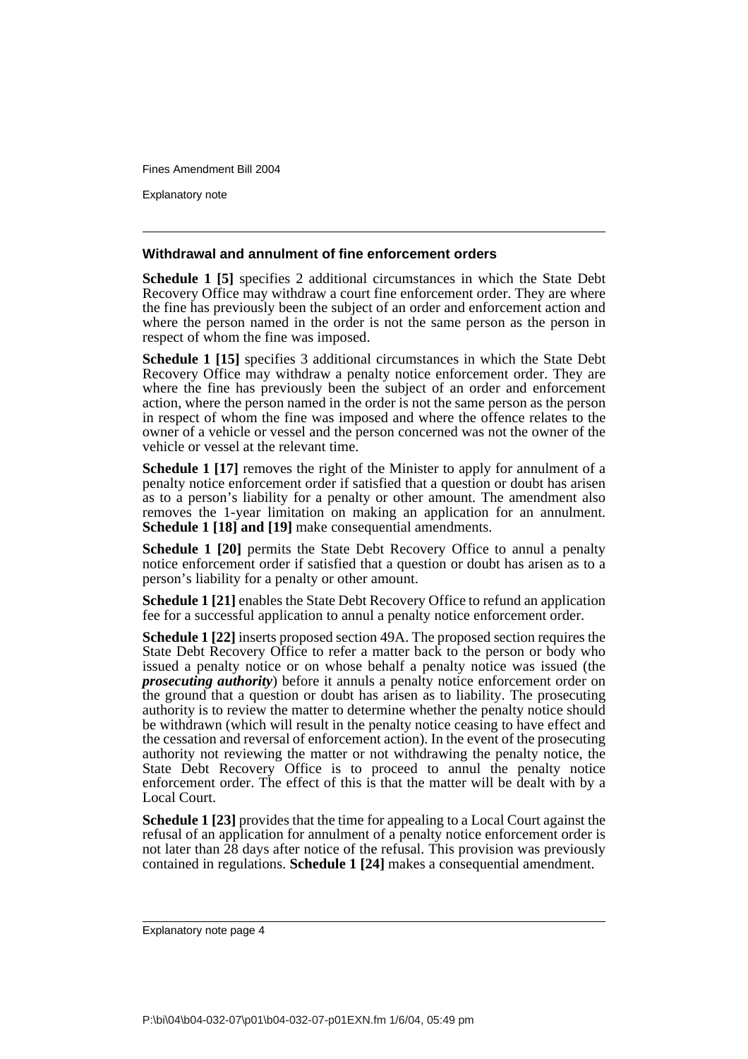### Withdrawal and annulment of fine enforcement orders

**Schedule 1 [5]** specifies 2 additional circumstances in which the State Debt Recovery Office may withdraw a court fine enforcement order. They are where the fine has previously been the subject of an order and enforcement action and where the person named in the order is not the same person as the person in respect of whom the fine was imposed.

**Schedule 1 [15]** specifies 3 additional circumstances in which the State Debt Recovery Office may withdraw a penalty notice enforcement order. They are where the fine has previously been the subject of an order and enforcement action, where the person named in the order is not the same person as the person in respect of whom the fine was imposed and where the offence relates to the owner of a vehicle or vessel and the person concerned was not the owner of the vehicle or vessel at the relevant time.

**Schedule 1 [17]** removes the right of the Minister to apply for annulment of a penalty notice enforcement order if satisfied that a question or doubt has arisen as to a person's liability for a penalty or other amount. The amendment also removes the 1-year limitation on making an application for an annulment. **Schedule 1 [18] and [19]** make consequential amendments.

**Schedule 1 [20]** permits the State Debt Recovery Office to annul a penalty notice enforcement order if satisfied that a question or doubt has arisen as to a person's liability for a penalty or other amount.

**Schedule 1 [21]** enables the State Debt Recovery Office to refund an application fee for a successful application to annul a penalty notice enforcement order.

**Schedule 1 [22]** inserts proposed section 49A. The proposed section requires the State Debt Recovery Office to refer a matter back to the person or body who issued a penalty notice or on whose behalf a penalty notice was issued (the ***prosecuting authority***) before it annuls a penalty notice enforcement order on the ground that a question or doubt has arisen as to liability. The prosecuting authority is to review the matter to determine whether the penalty notice should be withdrawn (which will result in the penalty notice ceasing to have effect and the cessation and reversal of enforcement action). In the event of the prosecuting authority not reviewing the matter or not withdrawing the penalty notice, the State Debt Recovery Office is to proceed to annul the penalty notice enforcement order. The effect of this is that the matter will be dealt with by a Local Court.

**Schedule 1 [23]** provides that the time for appealing to a Local Court against the refusal of an application for annulment of a penalty notice enforcement order is not later than 28 days after notice of the refusal. This provision was previously contained in regulations. **Schedule 1 [24]** makes a consequential amendment.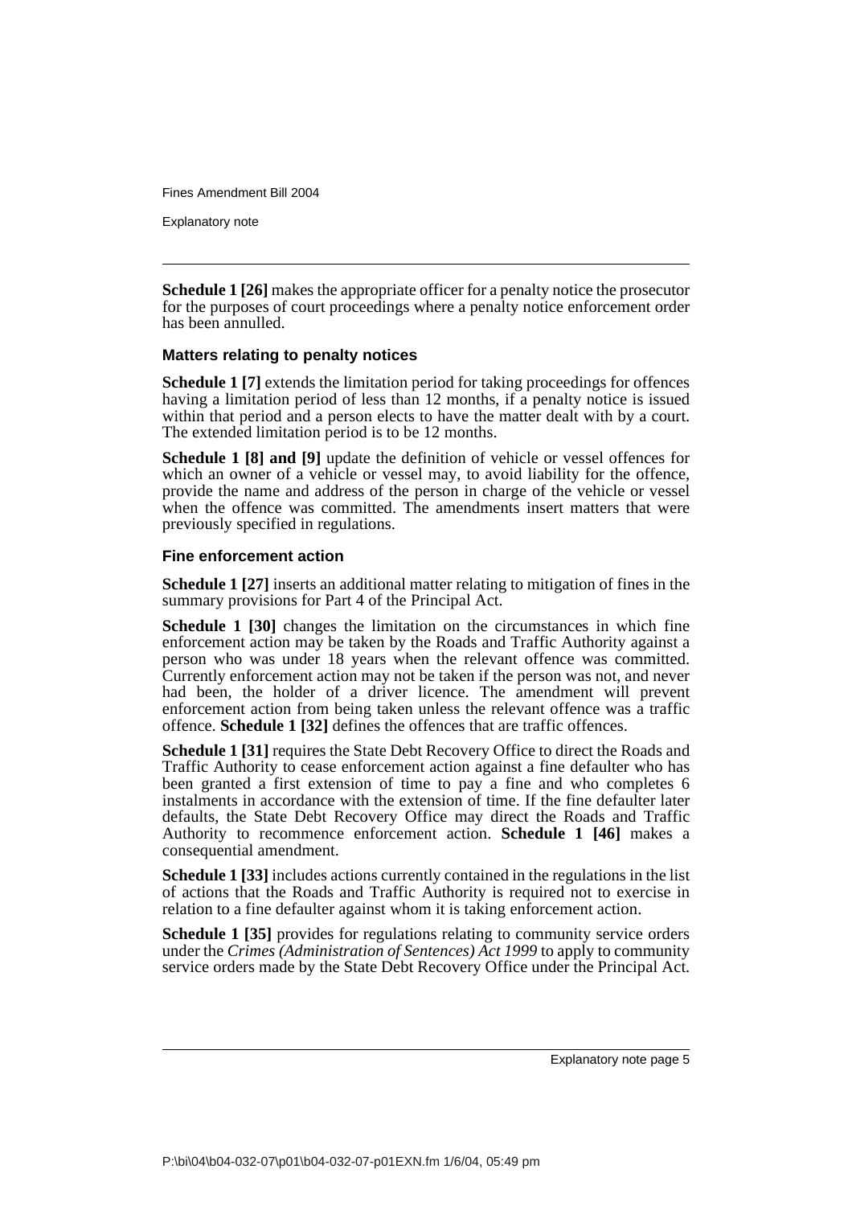**Schedule 1 [26]** makes the appropriate officer for a penalty notice the prosecutor for the purposes of court proceedings where a penalty notice enforcement order has been annulled.

### Matters relating to penalty notices

**Schedule 1 [7]** extends the limitation period for taking proceedings for offences having a limitation period of less than 12 months, if a penalty notice is issued within that period and a person elects to have the matter dealt with by a court. The extended limitation period is to be 12 months.

**Schedule 1 [8] and [9]** update the definition of vehicle or vessel offences for which an owner of a vehicle or vessel may, to avoid liability for the offence, provide the name and address of the person in charge of the vehicle or vessel when the offence was committed. The amendments insert matters that were previously specified in regulations.

### Fine enforcement action

**Schedule 1 [27]** inserts an additional matter relating to mitigation of fines in the summary provisions for Part 4 of the Principal Act.

**Schedule 1 [30]** changes the limitation on the circumstances in which fine enforcement action may be taken by the Roads and Traffic Authority against a person who was under 18 years when the relevant offence was committed. Currently enforcement action may not be taken if the person was not, and never had been, the holder of a driver licence. The amendment will prevent enforcement action from being taken unless the relevant offence was a traffic offence. **Schedule 1 [32]** defines the offences that are traffic offences.

**Schedule 1 [31]** requires the State Debt Recovery Office to direct the Roads and Traffic Authority to cease enforcement action against a fine defaulter who has been granted a first extension of time to pay a fine and who completes 6 instalments in accordance with the extension of time. If the fine defaulter later defaults, the State Debt Recovery Office may direct the Roads and Traffic Authority to recommence enforcement action. **Schedule 1 [46]** makes a consequential amendment.

**Schedule 1 [33]** includes actions currently contained in the regulations in the list of actions that the Roads and Traffic Authority is required not to exercise in relation to a fine defaulter against whom it is taking enforcement action.

**Schedule 1 [35]** provides for regulations relating to community service orders under the *Crimes (Administration of Sentences) Act 1999* to apply to community service orders made by the State Debt Recovery Office under the Principal Act.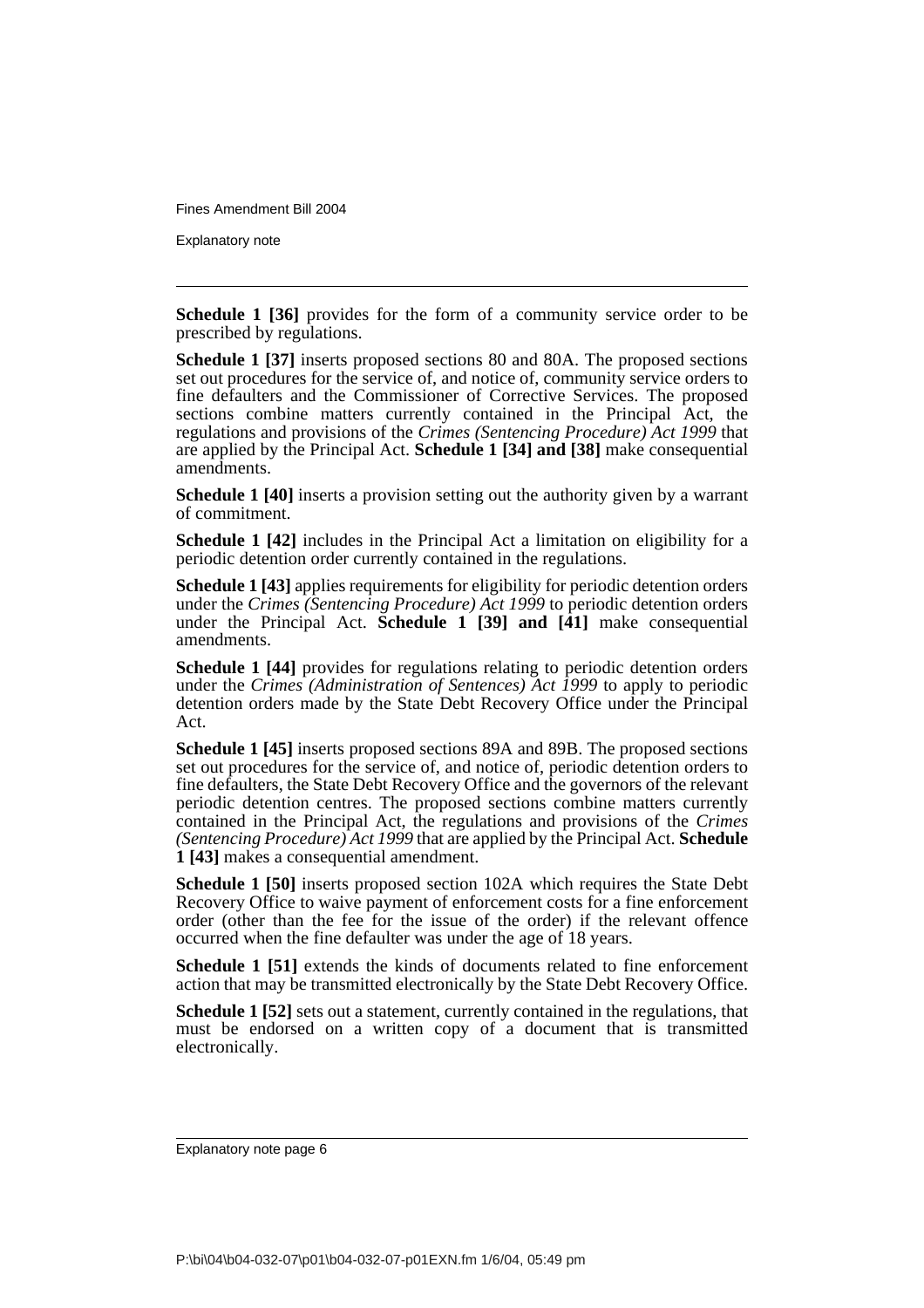**Schedule 1 [36]** provides for the form of a community service order to be prescribed by regulations.

**Schedule 1 [37]** inserts proposed sections 80 and 80A. The proposed sections set out procedures for the service of, and notice of, community service orders to fine defaulters and the Commissioner of Corrective Services. The proposed sections combine matters currently contained in the Principal Act, the regulations and provisions of the *Crimes (Sentencing Procedure) Act 1999* that are applied by the Principal Act. **Schedule 1 [34] and [38]** make consequential amendments.

**Schedule 1 [40]** inserts a provision setting out the authority given by a warrant of commitment.

**Schedule 1 [42]** includes in the Principal Act a limitation on eligibility for a periodic detention order currently contained in the regulations.

**Schedule 1 [43]** applies requirements for eligibility for periodic detention orders under the *Crimes (Sentencing Procedure) Act 1999* to periodic detention orders under the Principal Act. **Schedule 1 [39] and [41]** make consequential amendments.

**Schedule 1 [44]** provides for regulations relating to periodic detention orders under the *Crimes (Administration of Sentences) Act 1999* to apply to periodic detention orders made by the State Debt Recovery Office under the Principal Act.

**Schedule 1 [45]** inserts proposed sections 89A and 89B. The proposed sections set out procedures for the service of, and notice of, periodic detention orders to fine defaulters, the State Debt Recovery Office and the governors of the relevant periodic detention centres. The proposed sections combine matters currently contained in the Principal Act, the regulations and provisions of the *Crimes (Sentencing Procedure) Act 1999* that are applied by the Principal Act. **Schedule 1 [43]** makes a consequential amendment.

**Schedule 1 [50]** inserts proposed section 102A which requires the State Debt Recovery Office to waive payment of enforcement costs for a fine enforcement order (other than the fee for the issue of the order) if the relevant offence occurred when the fine defaulter was under the age of 18 years.

**Schedule 1 [51]** extends the kinds of documents related to fine enforcement action that may be transmitted electronically by the State Debt Recovery Office.

**Schedule 1 [52]** sets out a statement, currently contained in the regulations, that must be endorsed on a written copy of a document that is transmitted electronically.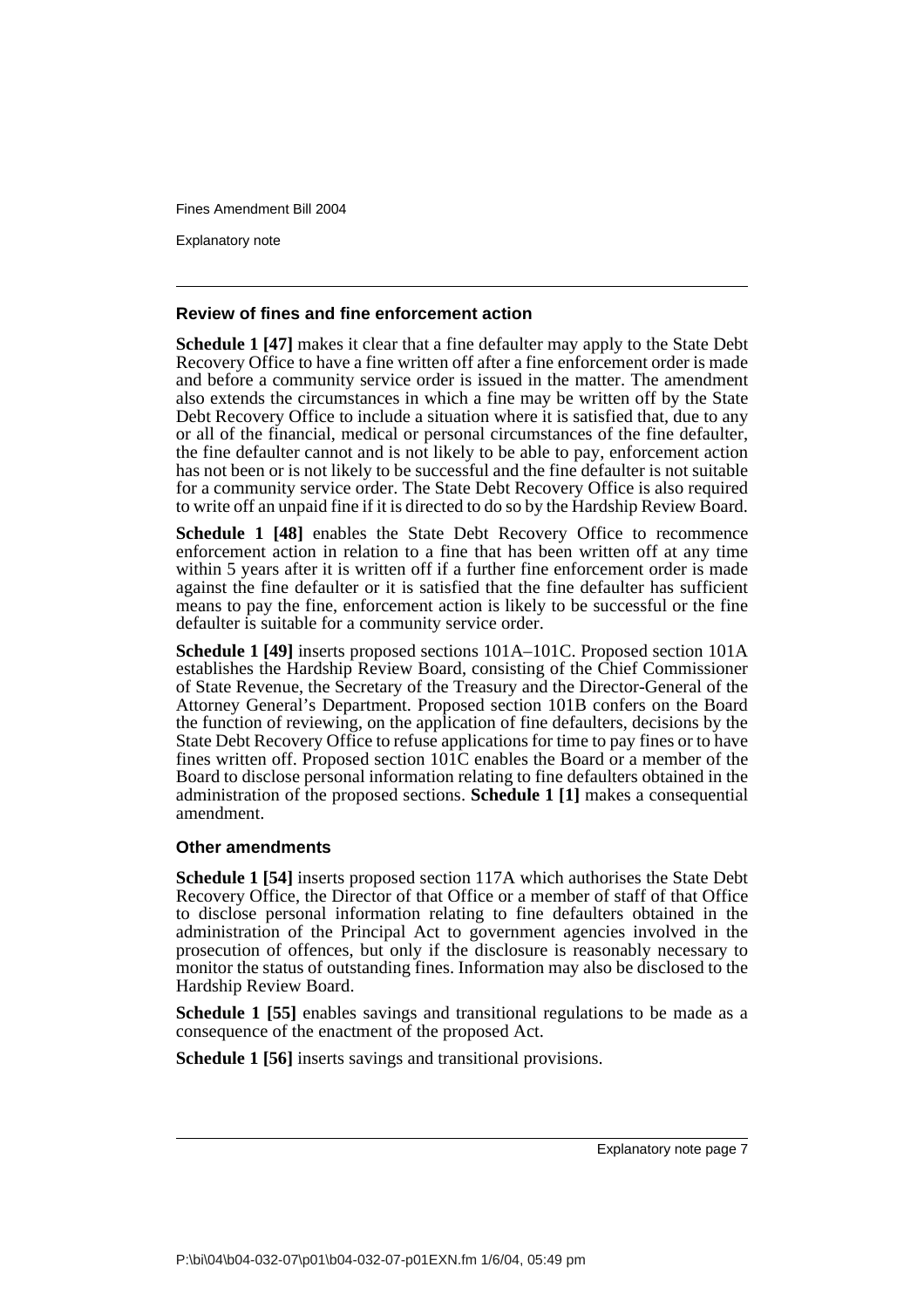### Review of fines and fine enforcement action

**Schedule 1 [47]** makes it clear that a fine defaulter may apply to the State Debt Recovery Office to have a fine written off after a fine enforcement order is made and before a community service order is issued in the matter. The amendment also extends the circumstances in which a fine may be written off by the State Debt Recovery Office to include a situation where it is satisfied that, due to any or all of the financial, medical or personal circumstances of the fine defaulter, the fine defaulter cannot and is not likely to be able to pay, enforcement action has not been or is not likely to be successful and the fine defaulter is not suitable for a community service order. The State Debt Recovery Office is also required to write off an unpaid fine if it is directed to do so by the Hardship Review Board.

**Schedule 1 [48]** enables the State Debt Recovery Office to recommence enforcement action in relation to a fine that has been written off at any time within 5 years after it is written off if a further fine enforcement order is made against the fine defaulter or it is satisfied that the fine defaulter has sufficient means to pay the fine, enforcement action is likely to be successful or the fine defaulter is suitable for a community service order.

**Schedule 1 [49]** inserts proposed sections 101A–101C. Proposed section 101A establishes the Hardship Review Board, consisting of the Chief Commissioner of State Revenue, the Secretary of the Treasury and the Director-General of the Attorney General's Department. Proposed section 101B confers on the Board the function of reviewing, on the application of fine defaulters, decisions by the State Debt Recovery Office to refuse applications for time to pay fines or to have fines written off. Proposed section 101C enables the Board or a member of the Board to disclose personal information relating to fine defaulters obtained in the administration of the proposed sections. **Schedule 1 [1]** makes a consequential amendment.

### Other amendments

**Schedule 1 [54]** inserts proposed section 117A which authorises the State Debt Recovery Office, the Director of that Office or a member of staff of that Office to disclose personal information relating to fine defaulters obtained in the administration of the Principal Act to government agencies involved in the prosecution of offences, but only if the disclosure is reasonably necessary to monitor the status of outstanding fines. Information may also be disclosed to the Hardship Review Board.

**Schedule 1 [55]** enables savings and transitional regulations to be made as a consequence of the enactment of the proposed Act.

**Schedule 1 [56]** inserts savings and transitional provisions.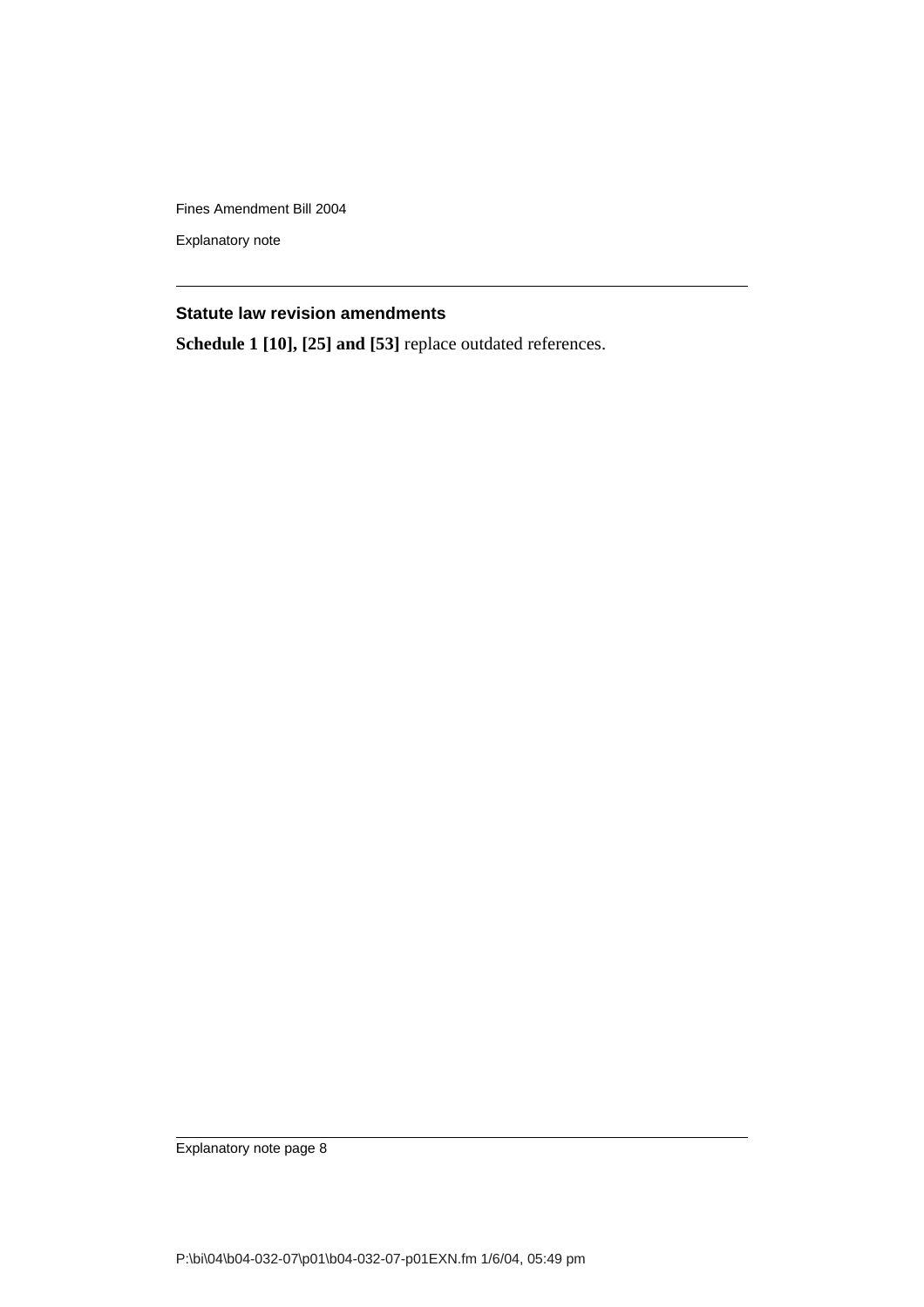### Statute law revision amendments

**Schedule 1 [10], [25] and [53]** replace outdated references.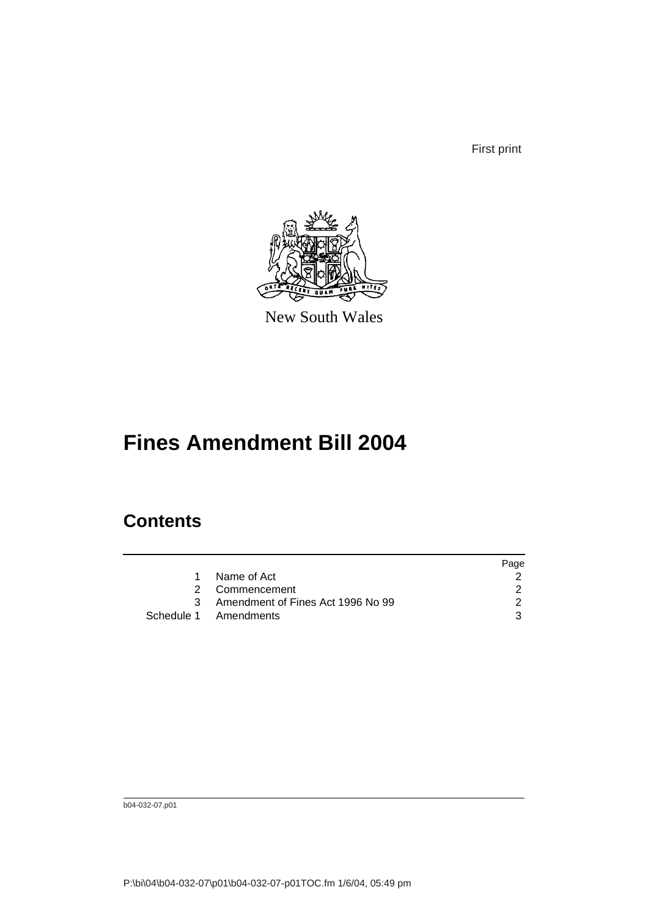First print

New South Wales

# Fines Amendment Bill 2004

## Contents

| | | Page |
|---|---|---|
| 1 | Name of Act | 2 |
| 2 | Commencement | 2 |
| 3 | Amendment of Fines Act 1996 No 99 | 2 |
| Schedule 1 | Amendments | 3 |

b04-032-07.p01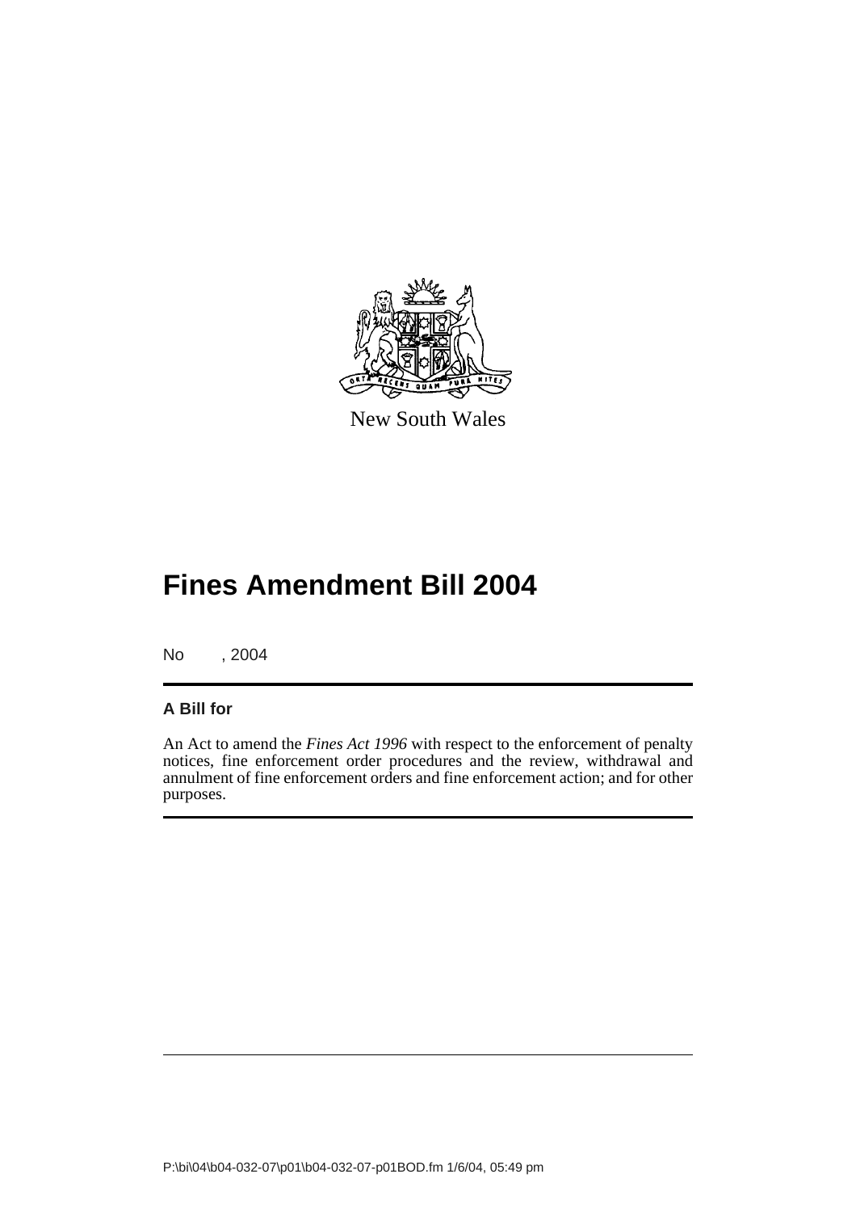New South Wales

# Fines Amendment Bill 2004

No , 2004

**A Bill for**

An Act to amend the *Fines Act 1996* with respect to the enforcement of penalty notices, fine enforcement order procedures and the review, withdrawal and annulment of fine enforcement orders and fine enforcement action; and for other purposes.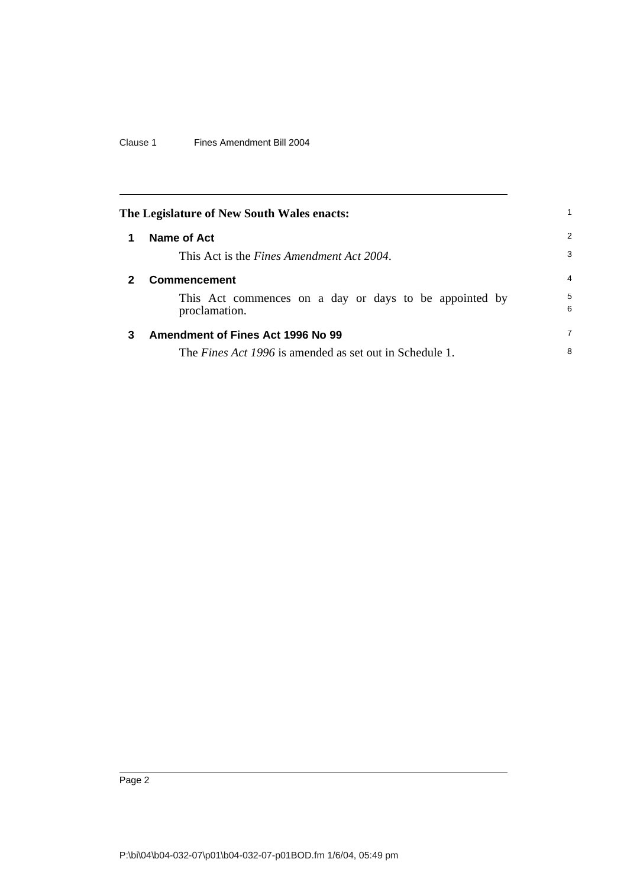**The Legislature of New South Wales enacts:**

## 1 Name of Act

This Act is the *Fines Amendment Act 2004*.

## 2 Commencement

This Act commences on a day or days to be appointed by proclamation.

## 3 Amendment of Fines Act 1996 No 99

The *Fines Act 1996* is amended as set out in Schedule 1.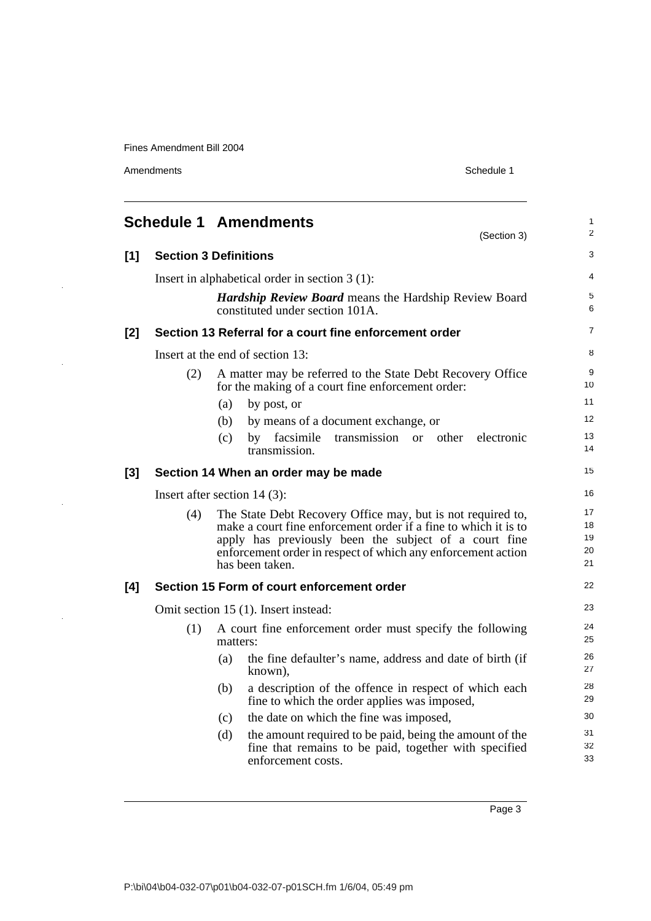## Schedule 1 Amendments

(Section 3)

### [1] Section 3 Definitions

Insert in alphabetical order in section 3 (1):

> ***Hardship Review Board*** means the Hardship Review Board constituted under section 101A.

### [2] Section 13 Referral for a court fine enforcement order

Insert at the end of section 13:

> (2) A matter may be referred to the State Debt Recovery Office for the making of a court fine enforcement order:
>
> (a) by post, or
>
> (b) by means of a document exchange, or
>
> (c) by facsimile transmission or other electronic transmission.

### [3] Section 14 When an order may be made

Insert after section 14 (3):

> (4) The State Debt Recovery Office may, but is not required to, make a court fine enforcement order if a fine to which it is to apply has previously been the subject of a court fine enforcement order in respect of which any enforcement action has been taken.

### [4] Section 15 Form of court enforcement order

Omit section 15 (1). Insert instead:

> (1) A court fine enforcement order must specify the following matters:
>
> (a) the fine defaulter's name, address and date of birth (if known),
>
> (b) a description of the offence in respect of which each fine to which the order applies was imposed,
>
> (c) the date on which the fine was imposed,
>
> (d) the amount required to be paid, being the amount of the fine that remains to be paid, together with specified enforcement costs.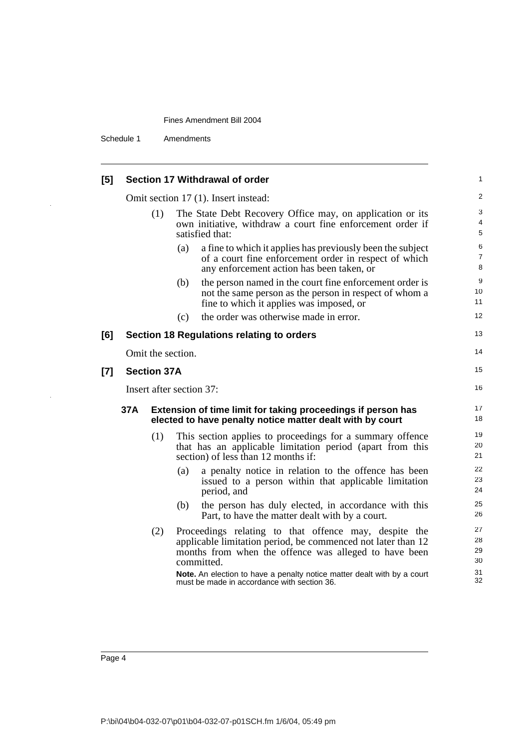## [5] Section 17 Withdrawal of order

Omit section 17 (1). Insert instead:

(1) The State Debt Recovery Office may, on application or its own initiative, withdraw a court fine enforcement order if satisfied that:

(a) a fine to which it applies has previously been the subject of a court fine enforcement order in respect of which any enforcement action has been taken, or

(b) the person named in the court fine enforcement order is not the same person as the person in respect of whom a fine to which it applies was imposed, or

(c) the order was otherwise made in error.

## [6] Section 18 Regulations relating to orders

Omit the section.

## [7] Section 37A

Insert after section 37:

### 37A Extension of time limit for taking proceedings if person has elected to have penalty notice matter dealt with by court

(1) This section applies to proceedings for a summary offence that has an applicable limitation period (apart from this section) of less than 12 months if:

(a) a penalty notice in relation to the offence has been issued to a person within that applicable limitation period, and

(b) the person has duly elected, in accordance with this Part, to have the matter dealt with by a court.

(2) Proceedings relating to that offence may, despite the applicable limitation period, be commenced not later than 12 months from when the offence was alleged to have been committed.

**Note.** An election to have a penalty notice matter dealt with by a court must be made in accordance with section 36.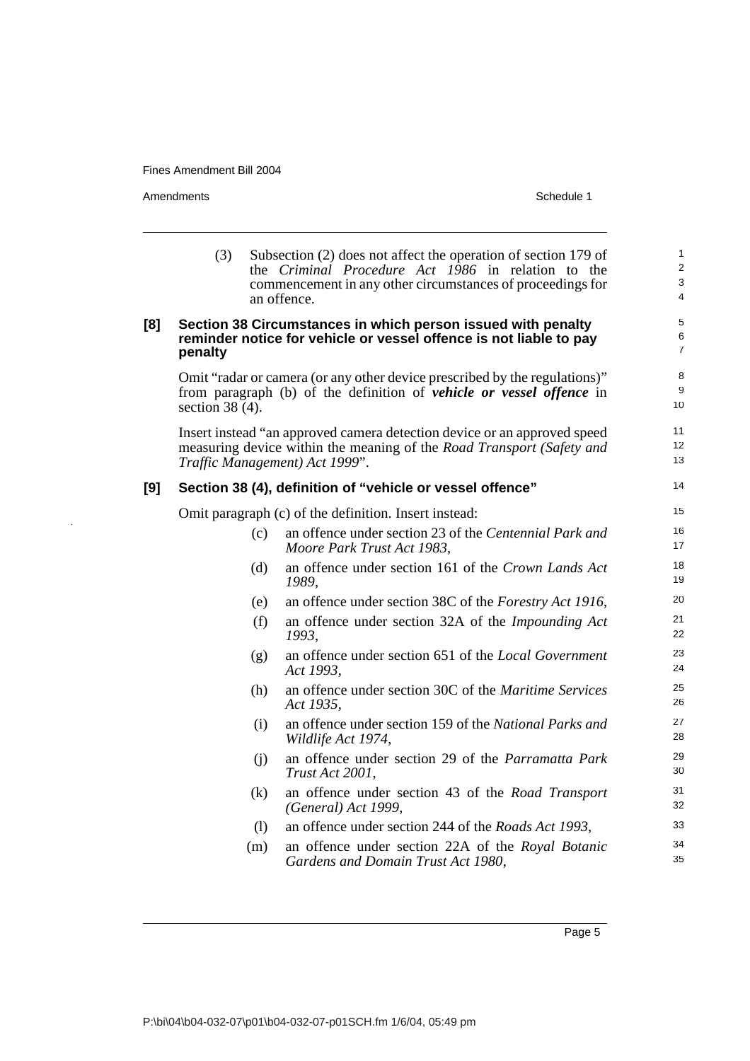(3) Subsection (2) does not affect the operation of section 179 of the *Criminal Procedure Act 1986* in relation to the commencement in any other circumstances of proceedings for an offence.

**[8] Section 38 Circumstances in which person issued with penalty reminder notice for vehicle or vessel offence is not liable to pay penalty**

Omit "radar or camera (or any other device prescribed by the regulations)" from paragraph (b) of the definition of ***vehicle or vessel offence*** in section 38 (4).

Insert instead "an approved camera detection device or an approved speed measuring device within the meaning of the *Road Transport (Safety and Traffic Management) Act 1999*".

**[9] Section 38 (4), definition of "vehicle or vessel offence"**

Omit paragraph (c) of the definition. Insert instead:

(c) an offence under section 23 of the *Centennial Park and Moore Park Trust Act 1983*,

(d) an offence under section 161 of the *Crown Lands Act 1989*,

(e) an offence under section 38C of the *Forestry Act 1916*,

(f) an offence under section 32A of the *Impounding Act 1993*,

(g) an offence under section 651 of the *Local Government Act 1993*,

(h) an offence under section 30C of the *Maritime Services Act 1935*,

(i) an offence under section 159 of the *National Parks and Wildlife Act 1974*,

(j) an offence under section 29 of the *Parramatta Park Trust Act 2001*,

(k) an offence under section 43 of the *Road Transport (General) Act 1999*,

(l) an offence under section 244 of the *Roads Act 1993*,

(m) an offence under section 22A of the *Royal Botanic Gardens and Domain Trust Act 1980*,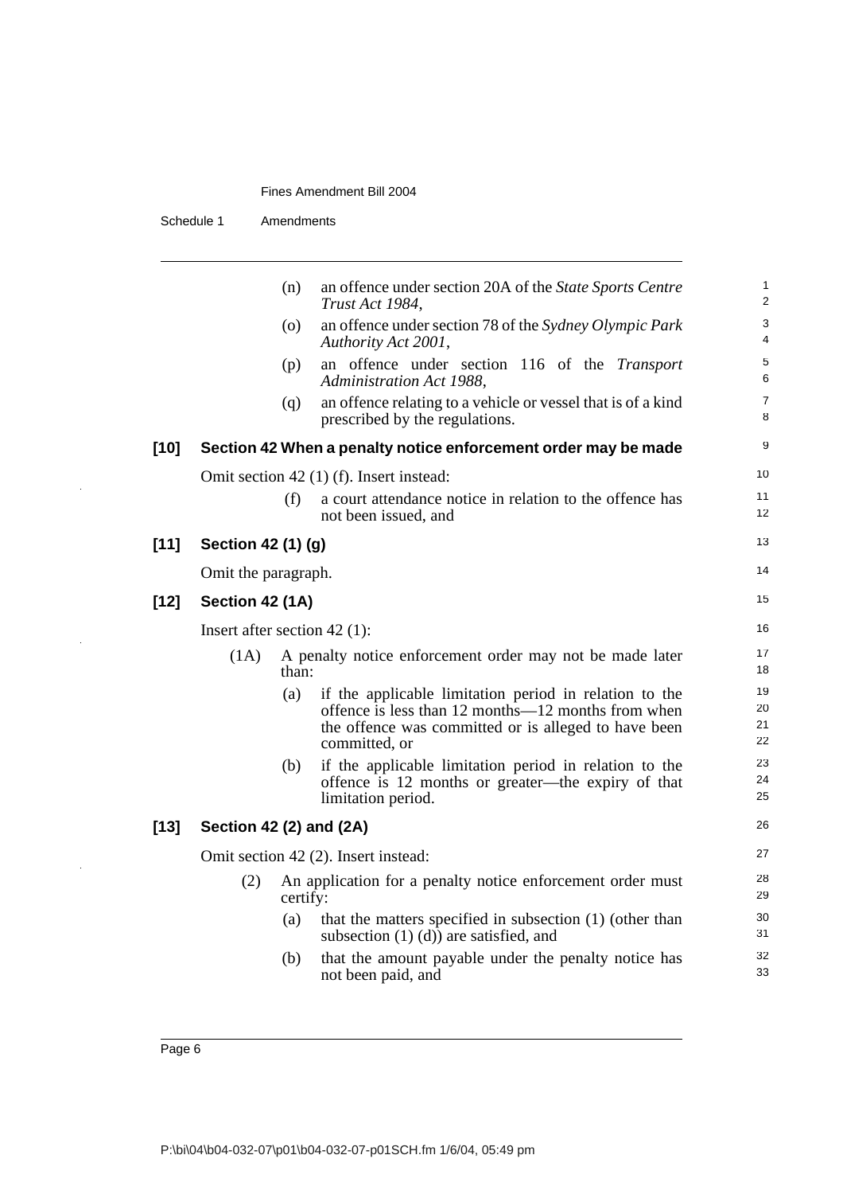(n) an offence under section 20A of the *State Sports Centre Trust Act 1984*,

(o) an offence under section 78 of the *Sydney Olympic Park Authority Act 2001*,

(p) an offence under section 116 of the *Transport Administration Act 1988*,

(q) an offence relating to a vehicle or vessel that is of a kind prescribed by the regulations.

### [10] Section 42 When a penalty notice enforcement order may be made

Omit section 42 (1) (f). Insert instead:

(f) a court attendance notice in relation to the offence has not been issued, and

### [11] Section 42 (1) (g)

Omit the paragraph.

### [12] Section 42 (1A)

Insert after section 42 (1):

(1A) A penalty notice enforcement order may not be made later than:

(a) if the applicable limitation period in relation to the offence is less than 12 months—12 months from when the offence was committed or is alleged to have been committed, or

(b) if the applicable limitation period in relation to the offence is 12 months or greater—the expiry of that limitation period.

### [13] Section 42 (2) and (2A)

Omit section 42 (2). Insert instead:

(2) An application for a penalty notice enforcement order must certify:

(a) that the matters specified in subsection (1) (other than subsection (1) (d)) are satisfied, and

(b) that the amount payable under the penalty notice has not been paid, and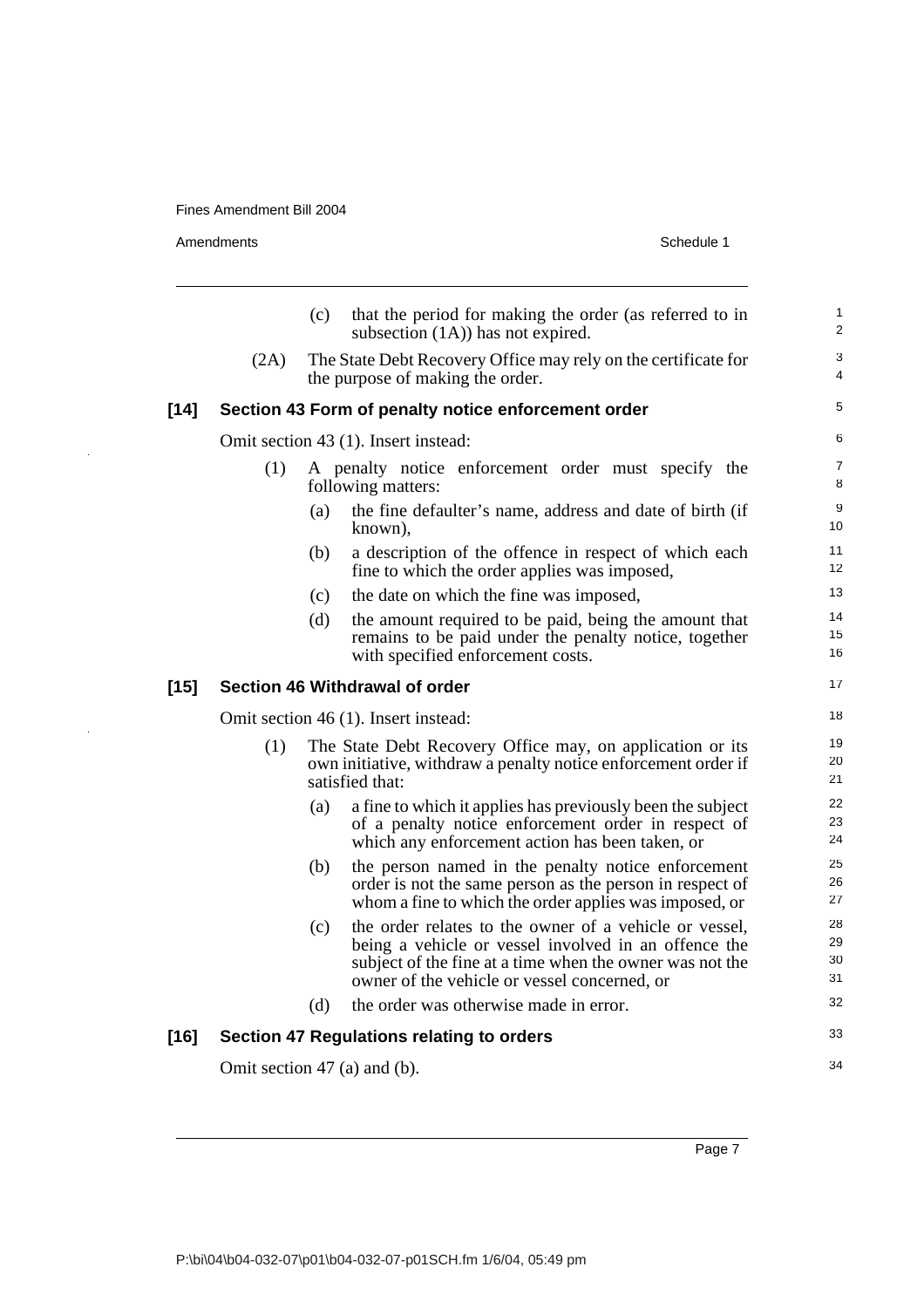(c) that the period for making the order (as referred to in subsection (1A)) has not expired.

(2A) The State Debt Recovery Office may rely on the certificate for the purpose of making the order.

**[14] Section 43 Form of penalty notice enforcement order**

Omit section 43 (1). Insert instead:

(1) A penalty notice enforcement order must specify the following matters:

(a) the fine defaulter's name, address and date of birth (if known),

(b) a description of the offence in respect of which each fine to which the order applies was imposed,

(c) the date on which the fine was imposed,

(d) the amount required to be paid, being the amount that remains to be paid under the penalty notice, together with specified enforcement costs.

**[15] Section 46 Withdrawal of order**

Omit section 46 (1). Insert instead:

(1) The State Debt Recovery Office may, on application or its own initiative, withdraw a penalty notice enforcement order if satisfied that:

(a) a fine to which it applies has previously been the subject of a penalty notice enforcement order in respect of which any enforcement action has been taken, or

(b) the person named in the penalty notice enforcement order is not the same person as the person in respect of whom a fine to which the order applies was imposed, or

(c) the order relates to the owner of a vehicle or vessel, being a vehicle or vessel involved in an offence the subject of the fine at a time when the owner was not the owner of the vehicle or vessel concerned, or

(d) the order was otherwise made in error.

**[16] Section 47 Regulations relating to orders**

Omit section 47 (a) and (b).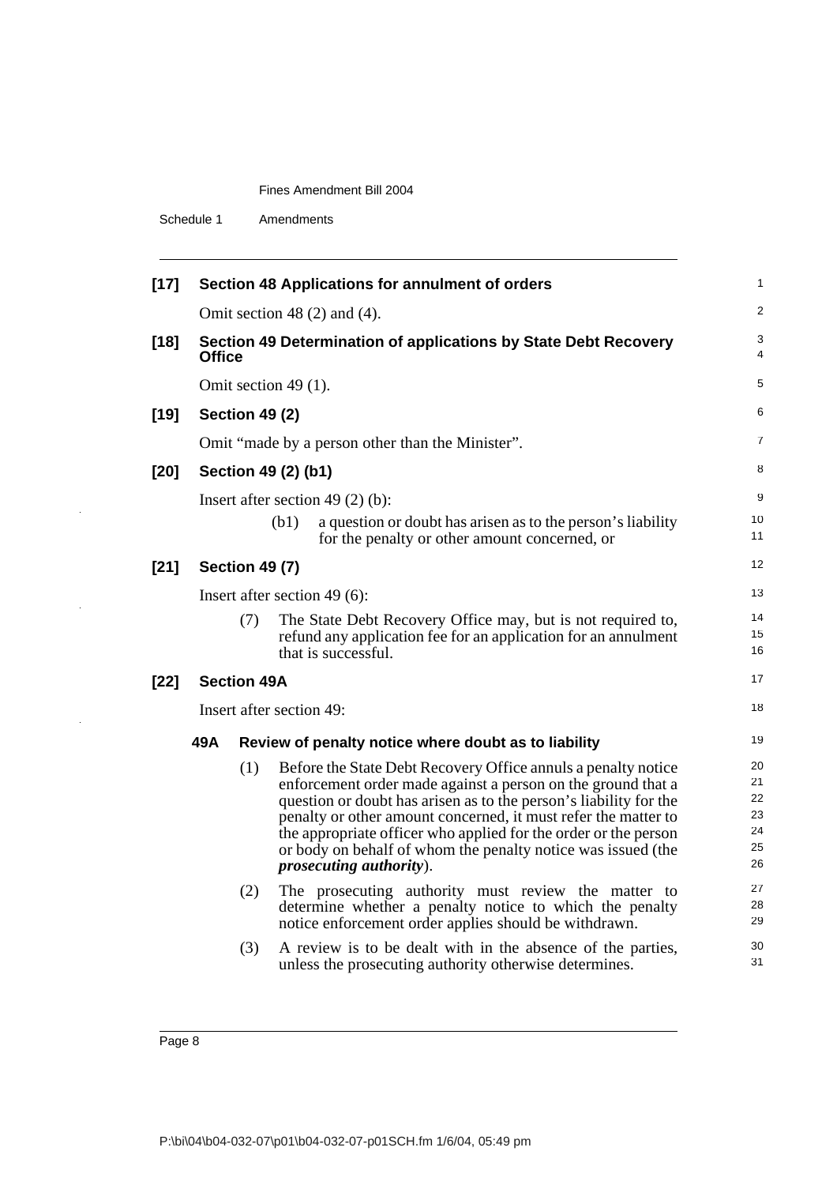**[17] Section 48 Applications for annulment of orders**

Omit section 48 (2) and (4).

**[18] Section 49 Determination of applications by State Debt Recovery Office**

Omit section 49 (1).

**[19] Section 49 (2)**

Omit "made by a person other than the Minister".

**[20] Section 49 (2) (b1)**

Insert after section 49 (2) (b):

(b1) a question or doubt has arisen as to the person's liability for the penalty or other amount concerned, or

**[21] Section 49 (7)**

Insert after section 49 (6):

(7) The State Debt Recovery Office may, but is not required to, refund any application fee for an application for an annulment that is successful.

**[22] Section 49A**

Insert after section 49:

**49A Review of penalty notice where doubt as to liability**

(1) Before the State Debt Recovery Office annuls a penalty notice enforcement order made against a person on the ground that a question or doubt has arisen as to the person's liability for the penalty or other amount concerned, it must refer the matter to the appropriate officer who applied for the order or the person or body on behalf of whom the penalty notice was issued (the ***prosecuting authority***).

(2) The prosecuting authority must review the matter to determine whether a penalty notice to which the penalty notice enforcement order applies should be withdrawn.

(3) A review is to be dealt with in the absence of the parties, unless the prosecuting authority otherwise determines.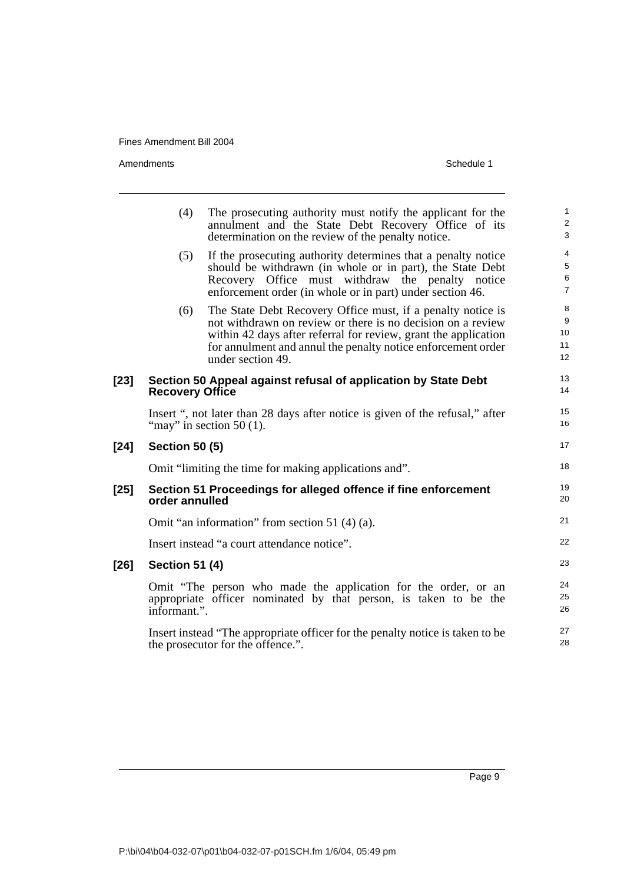(4) The prosecuting authority must notify the applicant for the annulment and the State Debt Recovery Office of its determination on the review of the penalty notice.

(5) If the prosecuting authority determines that a penalty notice should be withdrawn (in whole or in part), the State Debt Recovery Office must withdraw the penalty notice enforcement order (in whole or in part) under section 46.

(6) The State Debt Recovery Office must, if a penalty notice is not withdrawn on review or there is no decision on a review within 42 days after referral for review, grant the application for annulment and annul the penalty notice enforcement order under section 49.

### [23] Section 50 Appeal against refusal of application by State Debt Recovery Office

Insert ", not later than 28 days after notice is given of the refusal," after "may" in section 50 (1).

### [24] Section 50 (5)

Omit "limiting the time for making applications and".

### [25] Section 51 Proceedings for alleged offence if fine enforcement order annulled

Omit "an information" from section 51 (4) (a).

Insert instead "a court attendance notice".

### [26] Section 51 (4)

Omit "The person who made the application for the order, or an appropriate officer nominated by that person, is taken to be the informant.".

Insert instead "The appropriate officer for the penalty notice is taken to be the prosecutor for the offence.".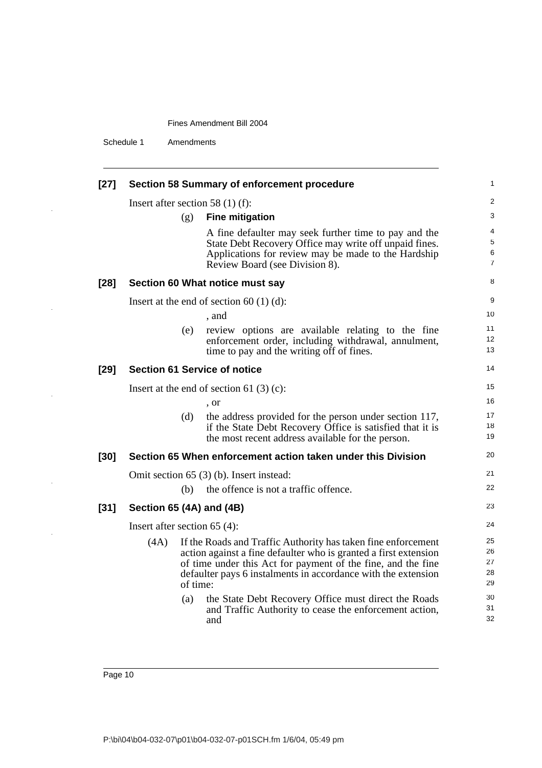**[27] Section 58 Summary of enforcement procedure**

Insert after section 58 (1) (f):

(g) **Fine mitigation**

A fine defaulter may seek further time to pay and the State Debt Recovery Office may write off unpaid fines. Applications for review may be made to the Hardship Review Board (see Division 8).

**[28] Section 60 What notice must say**

Insert at the end of section 60 (1) (d):

, and

(e) review options are available relating to the fine enforcement order, including withdrawal, annulment, time to pay and the writing off of fines.

**[29] Section 61 Service of notice**

Insert at the end of section 61 (3) (c):

, or

(d) the address provided for the person under section 117, if the State Debt Recovery Office is satisfied that it is the most recent address available for the person.

**[30] Section 65 When enforcement action taken under this Division**

Omit section 65 (3) (b). Insert instead:

(b) the offence is not a traffic offence.

**[31] Section 65 (4A) and (4B)**

Insert after section 65 (4):

(4A) If the Roads and Traffic Authority has taken fine enforcement action against a fine defaulter who is granted a first extension of time under this Act for payment of the fine, and the fine defaulter pays 6 instalments in accordance with the extension of time:

(a) the State Debt Recovery Office must direct the Roads and Traffic Authority to cease the enforcement action, and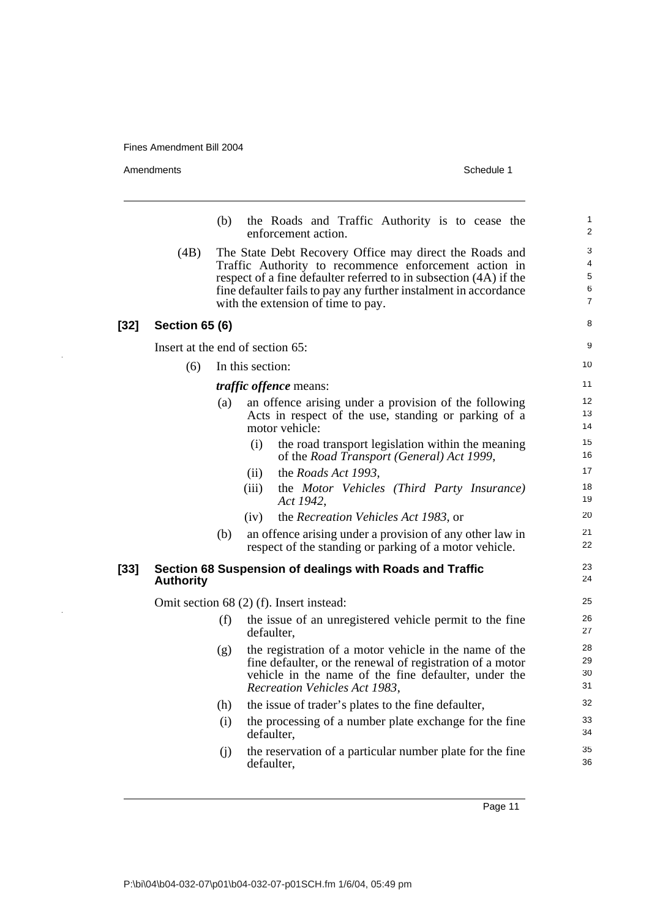(b) the Roads and Traffic Authority is to cease the enforcement action.

(4B) The State Debt Recovery Office may direct the Roads and Traffic Authority to recommence enforcement action in respect of a fine defaulter referred to in subsection (4A) if the fine defaulter fails to pay any further instalment in accordance with the extension of time to pay.

### [32] Section 65 (6)

Insert at the end of section 65:

(6) In this section:

***traffic offence*** means:

(a) an offence arising under a provision of the following Acts in respect of the use, standing or parking of a motor vehicle:

(i) the road transport legislation within the meaning of the *Road Transport (General) Act 1999*,

(ii) the *Roads Act 1993*,

(iii) the *Motor Vehicles (Third Party Insurance) Act 1942*,

(iv) the *Recreation Vehicles Act 1983*, or

(b) an offence arising under a provision of any other law in respect of the standing or parking of a motor vehicle.

### [33] Section 68 Suspension of dealings with Roads and Traffic Authority

Omit section 68 (2) (f). Insert instead:

(f) the issue of an unregistered vehicle permit to the fine defaulter,

(g) the registration of a motor vehicle in the name of the fine defaulter, or the renewal of registration of a motor vehicle in the name of the fine defaulter, under the *Recreation Vehicles Act 1983*,

(h) the issue of trader's plates to the fine defaulter,

(i) the processing of a number plate exchange for the fine defaulter,

(j) the reservation of a particular number plate for the fine defaulter,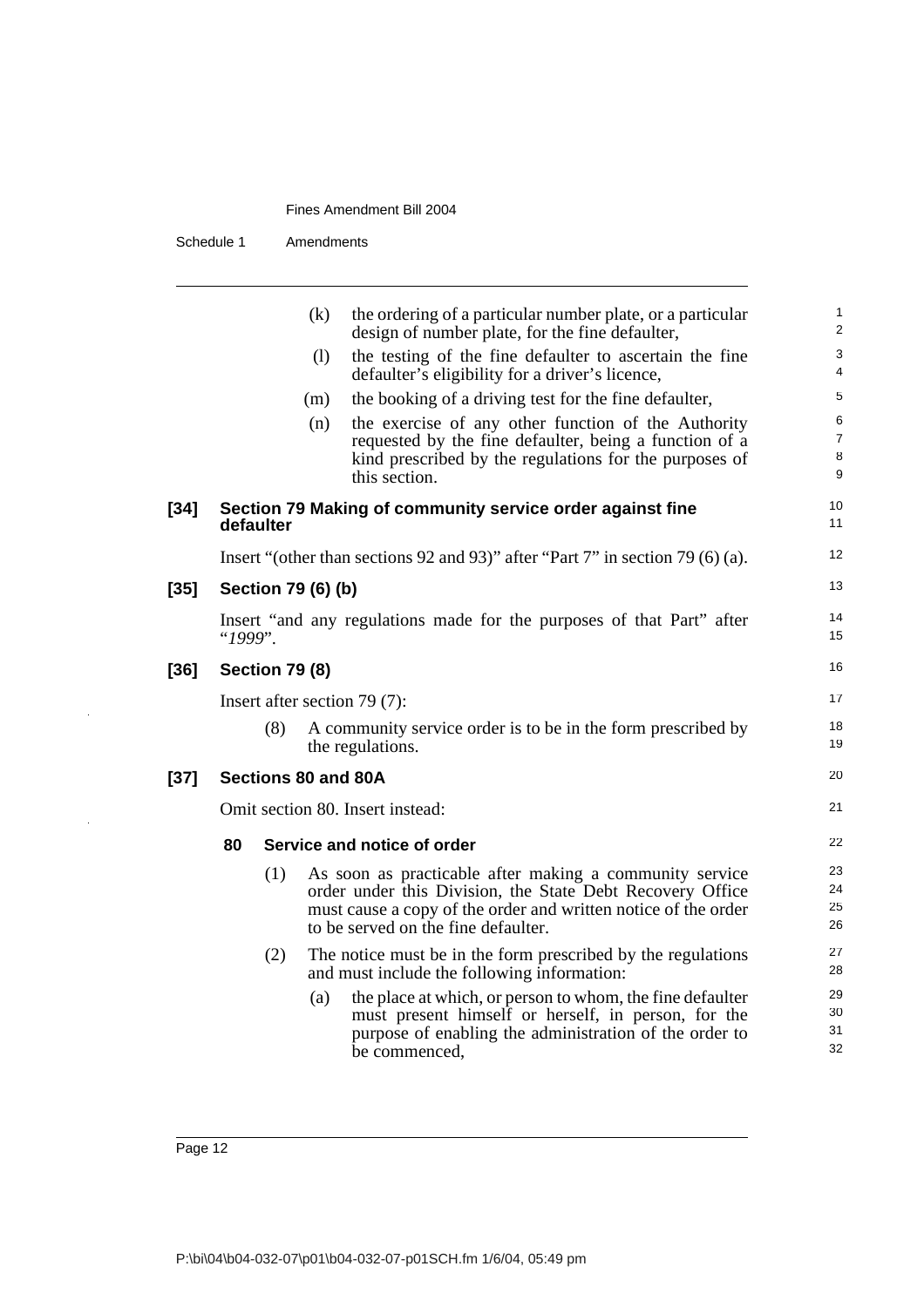(k) the ordering of a particular number plate, or a particular design of number plate, for the fine defaulter,

(l) the testing of the fine defaulter to ascertain the fine defaulter's eligibility for a driver's licence,

(m) the booking of a driving test for the fine defaulter,

(n) the exercise of any other function of the Authority requested by the fine defaulter, being a function of a kind prescribed by the regulations for the purposes of this section.

### [34] Section 79 Making of community service order against fine defaulter

Insert "(other than sections 92 and 93)" after "Part 7" in section 79 (6) (a).

### [35] Section 79 (6) (b)

Insert "and any regulations made for the purposes of that Part" after "*1999*".

### [36] Section 79 (8)

Insert after section 79 (7):

(8) A community service order is to be in the form prescribed by the regulations.

### [37] Sections 80 and 80A

Omit section 80. Insert instead:

#### 80 Service and notice of order

(1) As soon as practicable after making a community service order under this Division, the State Debt Recovery Office must cause a copy of the order and written notice of the order to be served on the fine defaulter.

(2) The notice must be in the form prescribed by the regulations and must include the following information:

(a) the place at which, or person to whom, the fine defaulter must present himself or herself, in person, for the purpose of enabling the administration of the order to be commenced,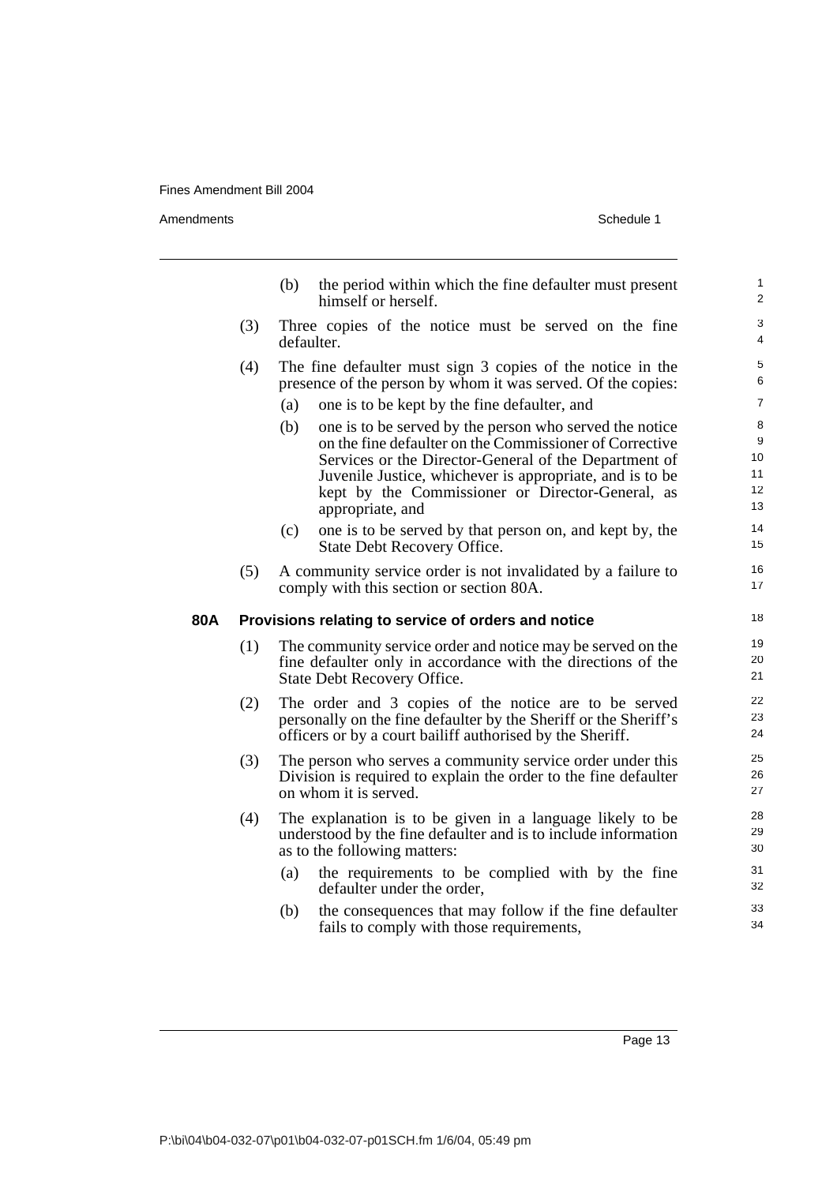(b) the period within which the fine defaulter must present himself or herself.

(3) Three copies of the notice must be served on the fine defaulter.

(4) The fine defaulter must sign 3 copies of the notice in the presence of the person by whom it was served. Of the copies:

   (a) one is to be kept by the fine defaulter, and

   (b) one is to be served by the person who served the notice on the fine defaulter on the Commissioner of Corrective Services or the Director-General of the Department of Juvenile Justice, whichever is appropriate, and is to be kept by the Commissioner or Director-General, as appropriate, and

   (c) one is to be served by that person on, and kept by, the State Debt Recovery Office.

(5) A community service order is not invalidated by a failure to comply with this section or section 80A.

**80A Provisions relating to service of orders and notice**

(1) The community service order and notice may be served on the fine defaulter only in accordance with the directions of the State Debt Recovery Office.

(2) The order and 3 copies of the notice are to be served personally on the fine defaulter by the Sheriff or the Sheriff's officers or by a court bailiff authorised by the Sheriff.

(3) The person who serves a community service order under this Division is required to explain the order to the fine defaulter on whom it is served.

(4) The explanation is to be given in a language likely to be understood by the fine defaulter and is to include information as to the following matters:

   (a) the requirements to be complied with by the fine defaulter under the order,

   (b) the consequences that may follow if the fine defaulter fails to comply with those requirements,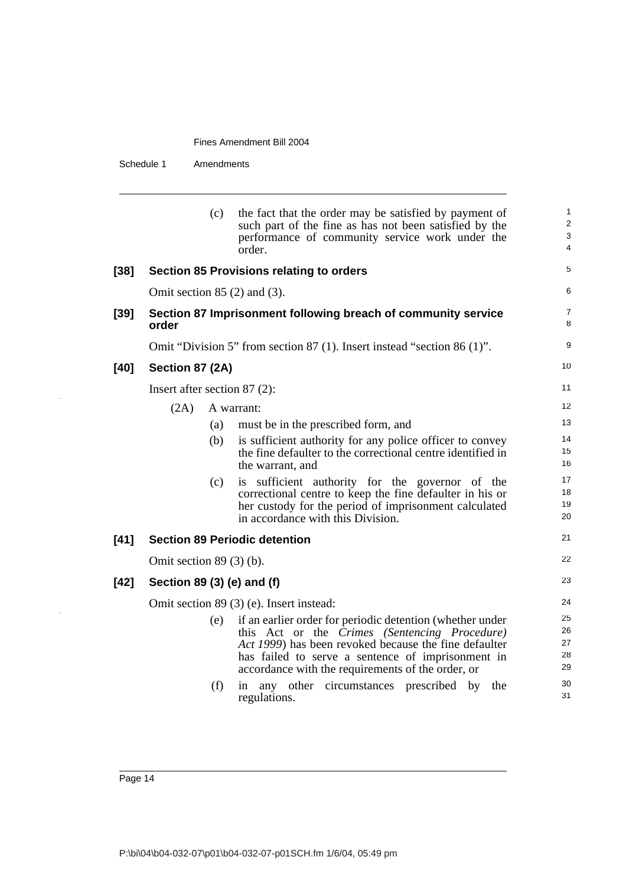(c) the fact that the order may be satisfied by payment of such part of the fine as has not been satisfied by the performance of community service work under the order.

### [38] Section 85 Provisions relating to orders

Omit section 85 (2) and (3).

### [39] Section 87 Imprisonment following breach of community service order

Omit "Division 5" from section 87 (1). Insert instead "section 86 (1)".

### [40] Section 87 (2A)

Insert after section 87 (2):

(2A) A warrant:

(a) must be in the prescribed form, and

(b) is sufficient authority for any police officer to convey the fine defaulter to the correctional centre identified in the warrant, and

(c) is sufficient authority for the governor of the correctional centre to keep the fine defaulter in his or her custody for the period of imprisonment calculated in accordance with this Division.

### [41] Section 89 Periodic detention

Omit section 89 (3) (b).

### [42] Section 89 (3) (e) and (f)

Omit section 89 (3) (e). Insert instead:

(e) if an earlier order for periodic detention (whether under this Act or the *Crimes (Sentencing Procedure) Act 1999*) has been revoked because the fine defaulter has failed to serve a sentence of imprisonment in accordance with the requirements of the order, or

(f) in any other circumstances prescribed by the regulations.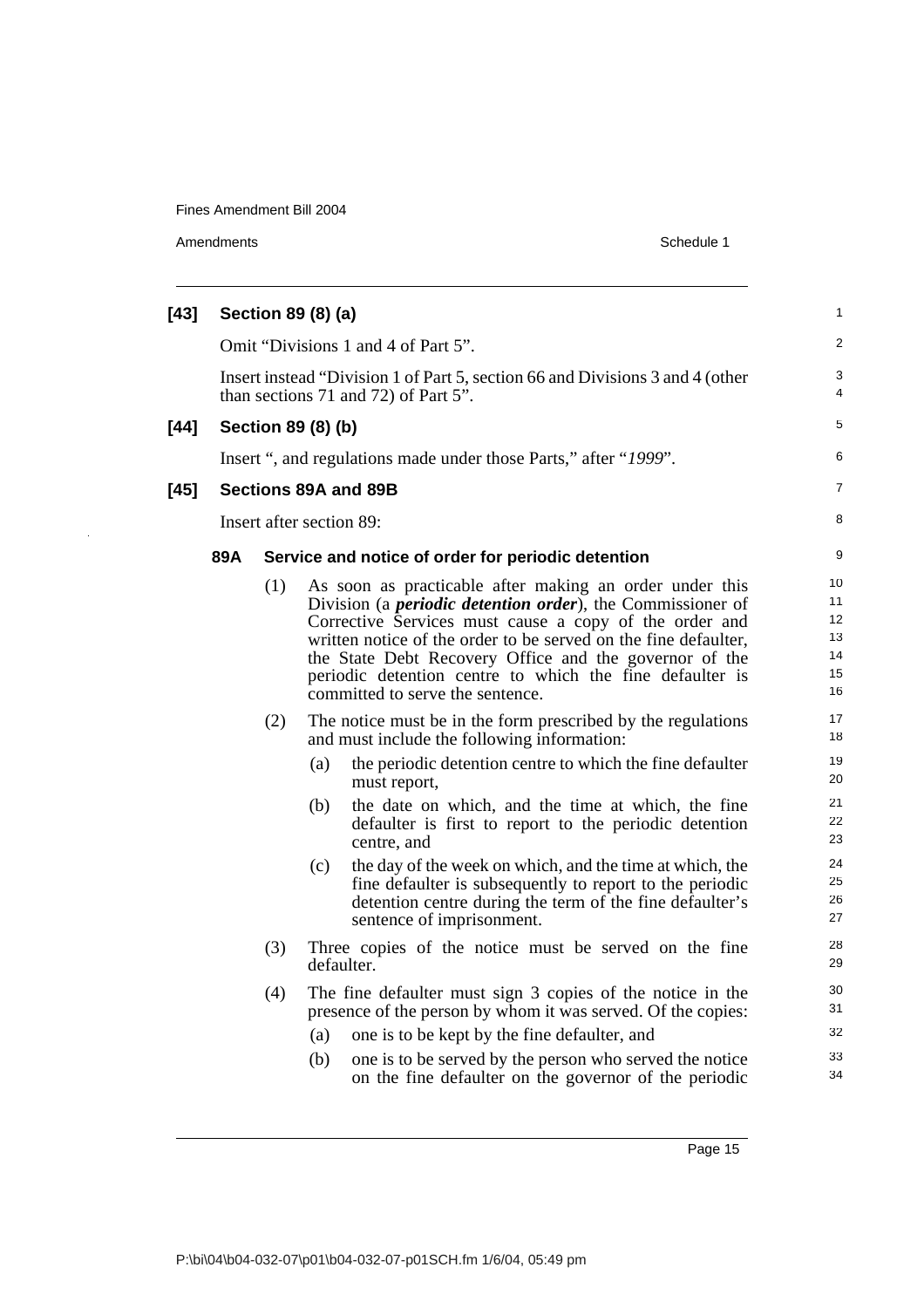**[43] Section 89 (8) (a)**

Omit "Divisions 1 and 4 of Part 5".

Insert instead "Division 1 of Part 5, section 66 and Divisions 3 and 4 (other than sections 71 and 72) of Part 5".

**[44] Section 89 (8) (b)**

Insert ", and regulations made under those Parts," after "*1999*".

**[45] Sections 89A and 89B**

Insert after section 89:

**89A Service and notice of order for periodic detention**

(1) As soon as practicable after making an order under this Division (a ***periodic detention order***), the Commissioner of Corrective Services must cause a copy of the order and written notice of the order to be served on the fine defaulter, the State Debt Recovery Office and the governor of the periodic detention centre to which the fine defaulter is committed to serve the sentence.

(2) The notice must be in the form prescribed by the regulations and must include the following information:

- (a) the periodic detention centre to which the fine defaulter must report,
- (b) the date on which, and the time at which, the fine defaulter is first to report to the periodic detention centre, and
- (c) the day of the week on which, and the time at which, the fine defaulter is subsequently to report to the periodic detention centre during the term of the fine defaulter's sentence of imprisonment.

(3) Three copies of the notice must be served on the fine defaulter.

(4) The fine defaulter must sign 3 copies of the notice in the presence of the person by whom it was served. Of the copies:

- (a) one is to be kept by the fine defaulter, and
- (b) one is to be served by the person who served the notice on the fine defaulter on the governor of the periodic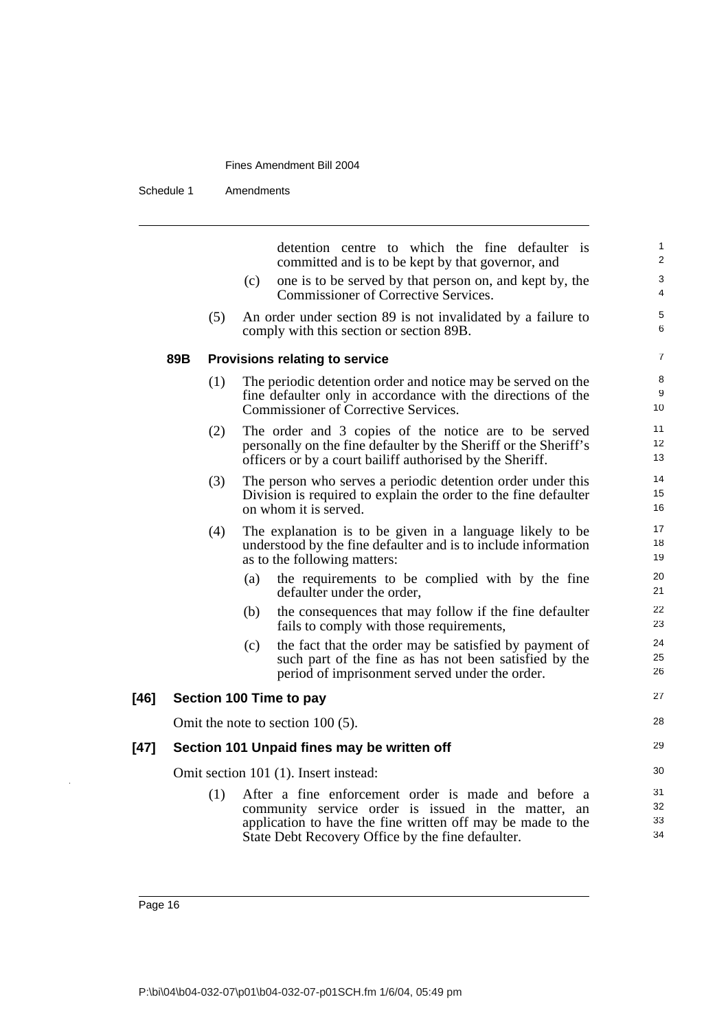detention centre to which the fine defaulter is committed and is to be kept by that governor, and

(c) one is to be served by that person on, and kept by, the Commissioner of Corrective Services.

(5) An order under section 89 is not invalidated by a failure to comply with this section or section 89B.

### 89B Provisions relating to service

(1) The periodic detention order and notice may be served on the fine defaulter only in accordance with the directions of the Commissioner of Corrective Services.

(2) The order and 3 copies of the notice are to be served personally on the fine defaulter by the Sheriff or the Sheriff's officers or by a court bailiff authorised by the Sheriff.

(3) The person who serves a periodic detention order under this Division is required to explain the order to the fine defaulter on whom it is served.

(4) The explanation is to be given in a language likely to be understood by the fine defaulter and is to include information as to the following matters:

(a) the requirements to be complied with by the fine defaulter under the order,

(b) the consequences that may follow if the fine defaulter fails to comply with those requirements,

(c) the fact that the order may be satisfied by payment of such part of the fine as has not been satisfied by the period of imprisonment served under the order.

## [46] Section 100 Time to pay

Omit the note to section 100 (5).

## [47] Section 101 Unpaid fines may be written off

Omit section 101 (1). Insert instead:

(1) After a fine enforcement order is made and before a community service order is issued in the matter, an application to have the fine written off may be made to the State Debt Recovery Office by the fine defaulter.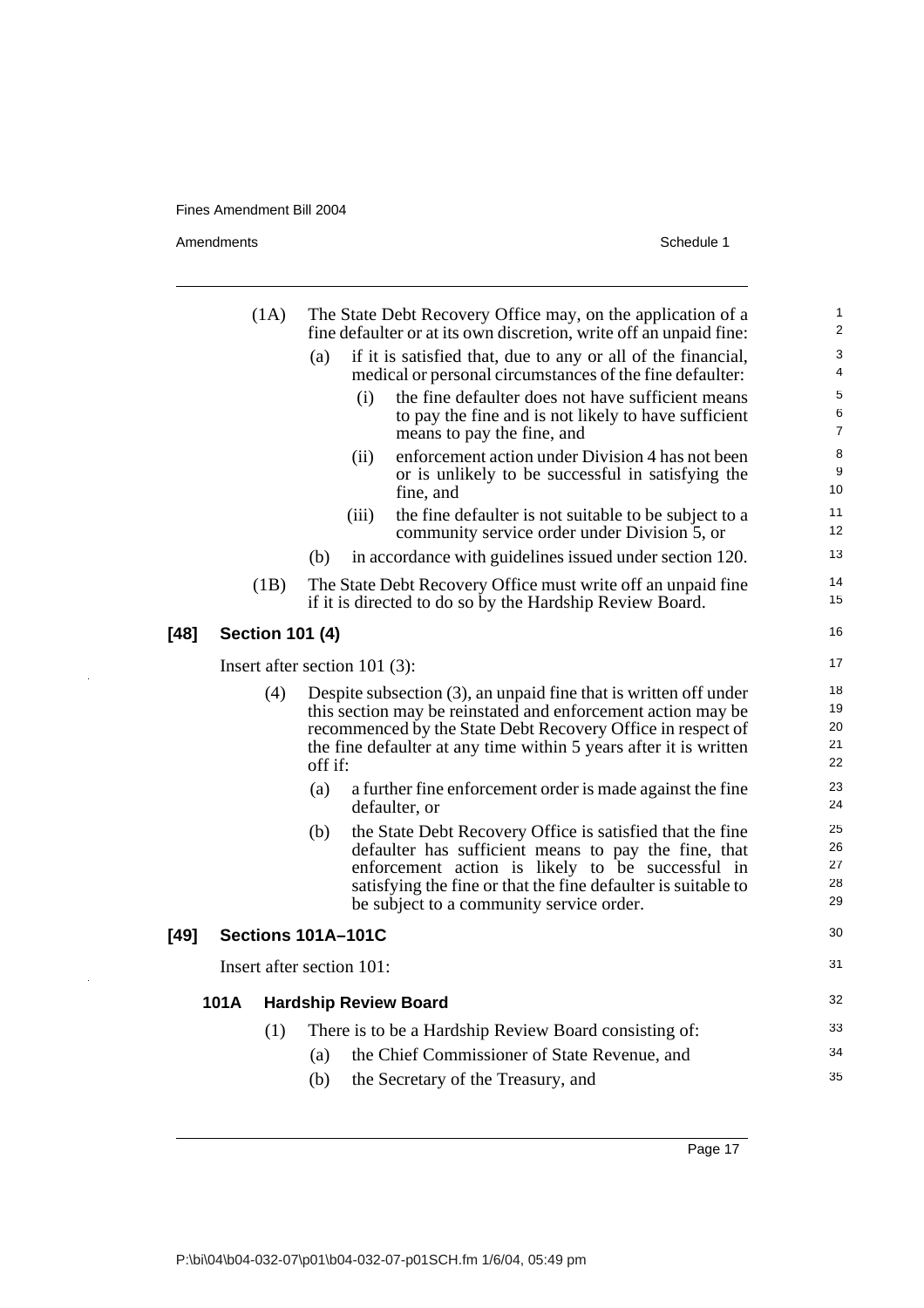(1A) The State Debt Recovery Office may, on the application of a fine defaulter or at its own discretion, write off an unpaid fine:

(a) if it is satisfied that, due to any or all of the financial, medical or personal circumstances of the fine defaulter:

(i) the fine defaulter does not have sufficient means to pay the fine and is not likely to have sufficient means to pay the fine, and

(ii) enforcement action under Division 4 has not been or is unlikely to be successful in satisfying the fine, and

(iii) the fine defaulter is not suitable to be subject to a community service order under Division 5, or

(b) in accordance with guidelines issued under section 120.

(1B) The State Debt Recovery Office must write off an unpaid fine if it is directed to do so by the Hardship Review Board.

**[48] Section 101 (4)**

Insert after section 101 (3):

(4) Despite subsection (3), an unpaid fine that is written off under this section may be reinstated and enforcement action may be recommenced by the State Debt Recovery Office in respect of the fine defaulter at any time within 5 years after it is written off if:

(a) a further fine enforcement order is made against the fine defaulter, or

(b) the State Debt Recovery Office is satisfied that the fine defaulter has sufficient means to pay the fine, that enforcement action is likely to be successful in satisfying the fine or that the fine defaulter is suitable to be subject to a community service order.

**[49] Sections 101A–101C**

Insert after section 101:

**101A Hardship Review Board**

(1) There is to be a Hardship Review Board consisting of:

(a) the Chief Commissioner of State Revenue, and

(b) the Secretary of the Treasury, and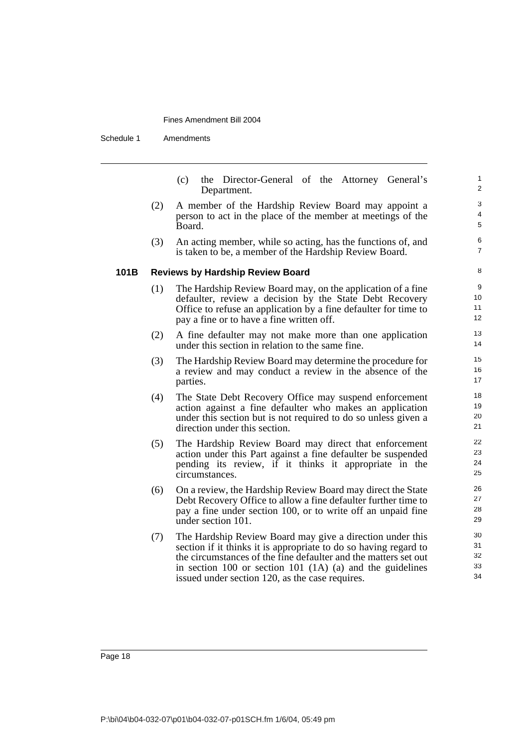(c) the Director-General of the Attorney General's Department.

(2) A member of the Hardship Review Board may appoint a person to act in the place of the member at meetings of the Board.

(3) An acting member, while so acting, has the functions of, and is taken to be, a member of the Hardship Review Board.

**101B Reviews by Hardship Review Board**

(1) The Hardship Review Board may, on the application of a fine defaulter, review a decision by the State Debt Recovery Office to refuse an application by a fine defaulter for time to pay a fine or to have a fine written off.

(2) A fine defaulter may not make more than one application under this section in relation to the same fine.

(3) The Hardship Review Board may determine the procedure for a review and may conduct a review in the absence of the parties.

(4) The State Debt Recovery Office may suspend enforcement action against a fine defaulter who makes an application under this section but is not required to do so unless given a direction under this section.

(5) The Hardship Review Board may direct that enforcement action under this Part against a fine defaulter be suspended pending its review, if it thinks it appropriate in the circumstances.

(6) On a review, the Hardship Review Board may direct the State Debt Recovery Office to allow a fine defaulter further time to pay a fine under section 100, or to write off an unpaid fine under section 101.

(7) The Hardship Review Board may give a direction under this section if it thinks it is appropriate to do so having regard to the circumstances of the fine defaulter and the matters set out in section 100 or section 101 (1A) (a) and the guidelines issued under section 120, as the case requires.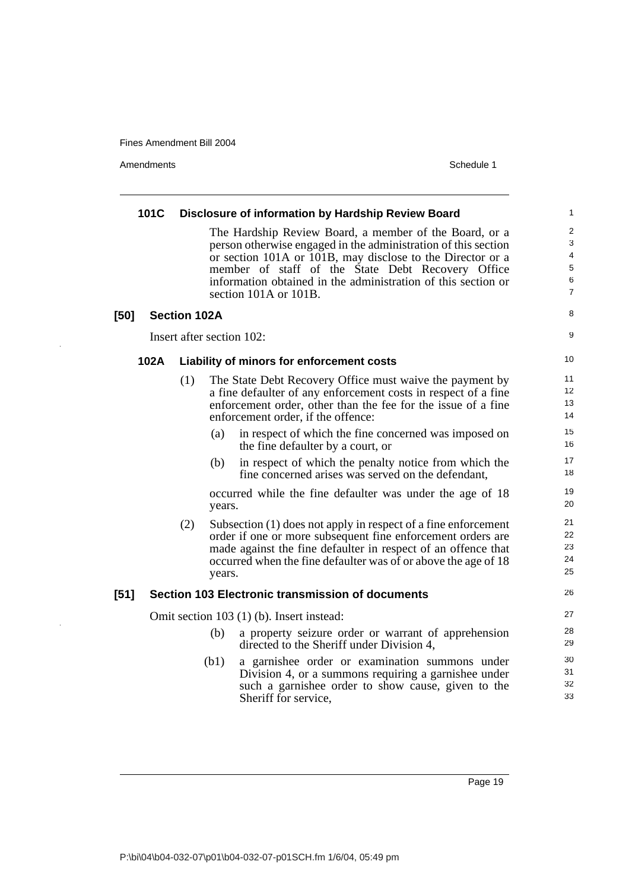#### 101C Disclosure of information by Hardship Review Board

The Hardship Review Board, a member of the Board, or a person otherwise engaged in the administration of this section or section 101A or 101B, may disclose to the Director or a member of staff of the State Debt Recovery Office information obtained in the administration of this section or section 101A or 101B.

### [50] Section 102A

Insert after section 102:

#### 102A Liability of minors for enforcement costs

(1) The State Debt Recovery Office must waive the payment by a fine defaulter of any enforcement costs in respect of a fine enforcement order, other than the fee for the issue of a fine enforcement order, if the offence:

(a) in respect of which the fine concerned was imposed on the fine defaulter by a court, or

(b) in respect of which the penalty notice from which the fine concerned arises was served on the defendant,

occurred while the fine defaulter was under the age of 18 years.

(2) Subsection (1) does not apply in respect of a fine enforcement order if one or more subsequent fine enforcement orders are made against the fine defaulter in respect of an offence that occurred when the fine defaulter was of or above the age of 18 years.

### [51] Section 103 Electronic transmission of documents

Omit section 103 (1) (b). Insert instead:

(b) a property seizure order or warrant of apprehension directed to the Sheriff under Division 4,

(b1) a garnishee order or examination summons under Division 4, or a summons requiring a garnishee under such a garnishee order to show cause, given to the Sheriff for service,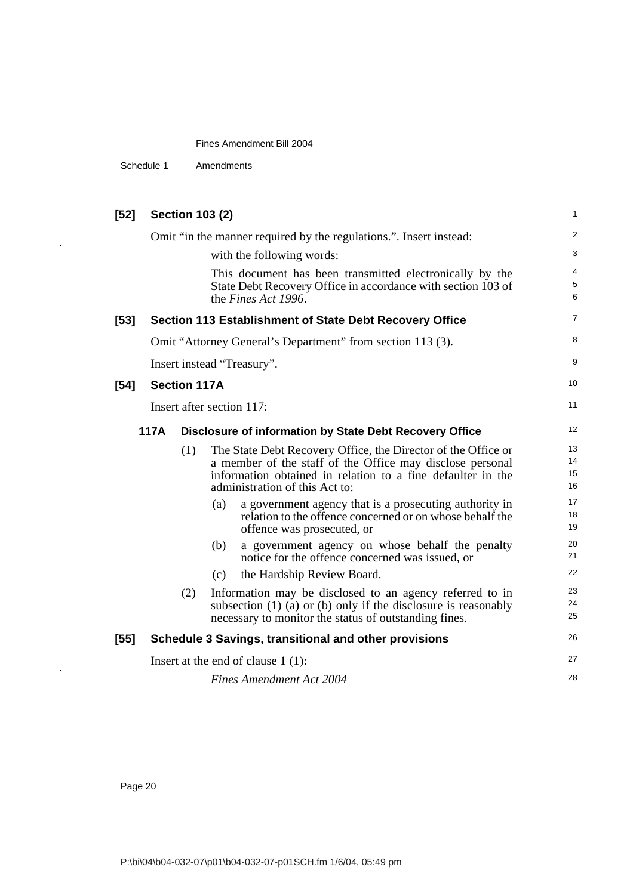**[52] Section 103 (2)**

Omit "in the manner required by the regulations.". Insert instead:

> with the following words:
>
> This document has been transmitted electronically by the State Debt Recovery Office in accordance with section 103 of the *Fines Act 1996*.

**[53] Section 113 Establishment of State Debt Recovery Office**

Omit "Attorney General's Department" from section 113 (3).

Insert instead "Treasury".

**[54] Section 117A**

Insert after section 117:

**117A Disclosure of information by State Debt Recovery Office**

(1) The State Debt Recovery Office, the Director of the Office or a member of the staff of the Office may disclose personal information obtained in relation to a fine defaulter in the administration of this Act to:

- (a) a government agency that is a prosecuting authority in relation to the offence concerned or on whose behalf the offence was prosecuted, or
- (b) a government agency on whose behalf the penalty notice for the offence concerned was issued, or
- (c) the Hardship Review Board.

(2) Information may be disclosed to an agency referred to in subsection (1) (a) or (b) only if the disclosure is reasonably necessary to monitor the status of outstanding fines.

**[55] Schedule 3 Savings, transitional and other provisions**

Insert at the end of clause 1 (1):

> *Fines Amendment Act 2004*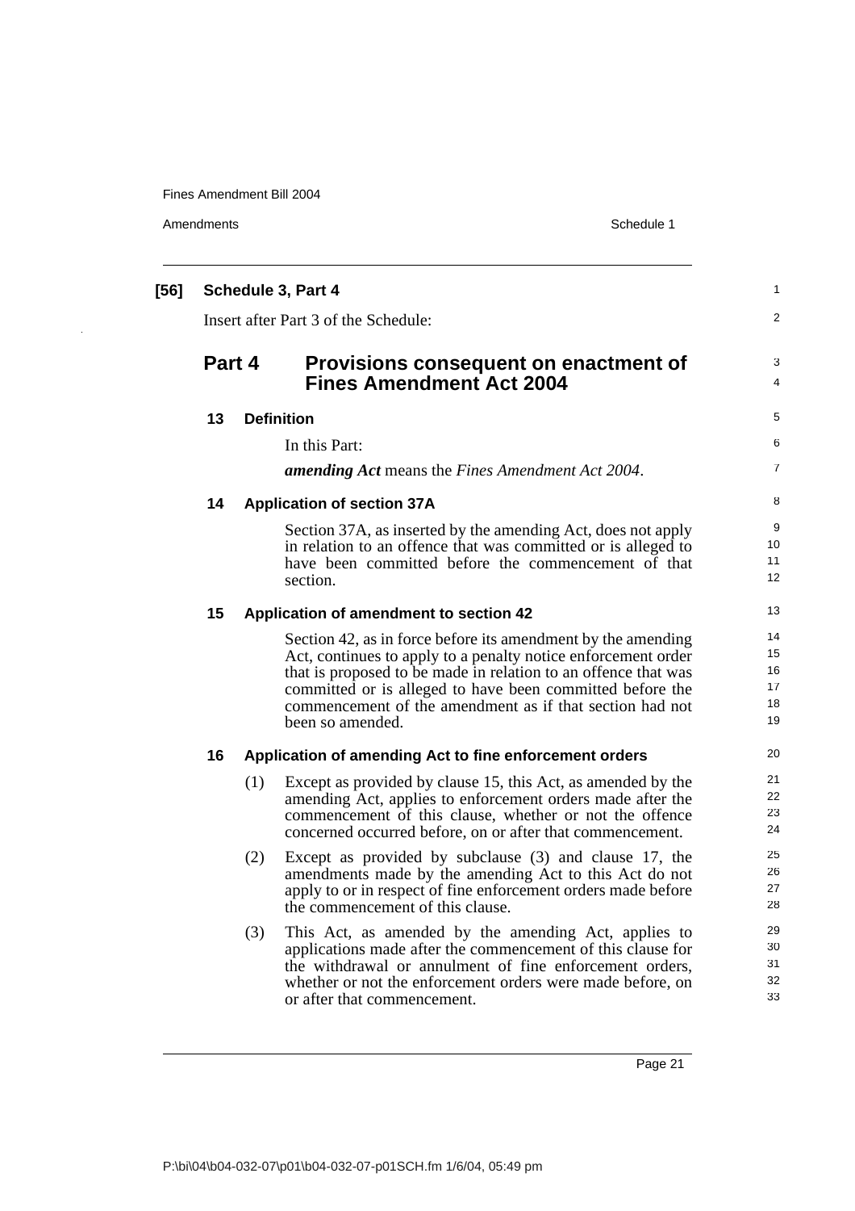**[56] Schedule 3, Part 4**

Insert after Part 3 of the Schedule:

## Part 4 Provisions consequent on enactment of Fines Amendment Act 2004

### 13 Definition

In this Part:

***amending Act*** means the *Fines Amendment Act 2004*.

### 14 Application of section 37A

Section 37A, as inserted by the amending Act, does not apply in relation to an offence that was committed or is alleged to have been committed before the commencement of that section.

### 15 Application of amendment to section 42

Section 42, as in force before its amendment by the amending Act, continues to apply to a penalty notice enforcement order that is proposed to be made in relation to an offence that was committed or is alleged to have been committed before the commencement of the amendment as if that section had not been so amended.

### 16 Application of amending Act to fine enforcement orders

(1) Except as provided by clause 15, this Act, as amended by the amending Act, applies to enforcement orders made after the commencement of this clause, whether or not the offence concerned occurred before, on or after that commencement.

(2) Except as provided by subclause (3) and clause 17, the amendments made by the amending Act to this Act do not apply to or in respect of fine enforcement orders made before the commencement of this clause.

(3) This Act, as amended by the amending Act, applies to applications made after the commencement of this clause for the withdrawal or annulment of fine enforcement orders, whether or not the enforcement orders were made before, on or after that commencement.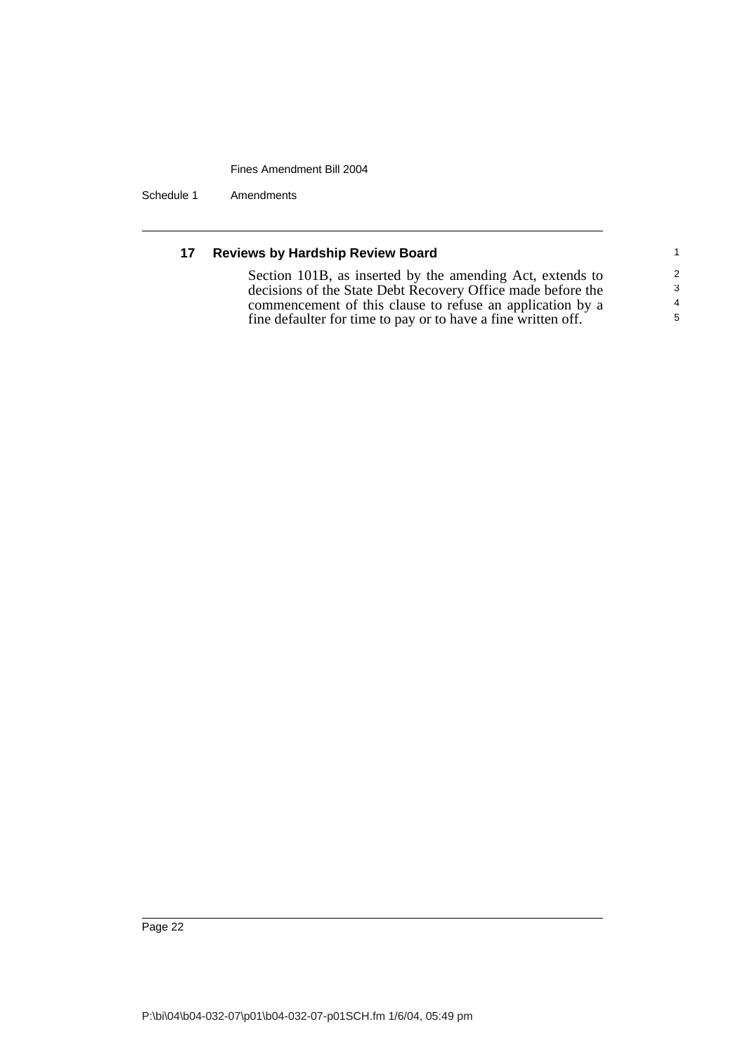### 17 Reviews by Hardship Review Board

Section 101B, as inserted by the amending Act, extends to decisions of the State Debt Recovery Office made before the commencement of this clause to refuse an application by a fine defaulter for time to pay or to have a fine written off.